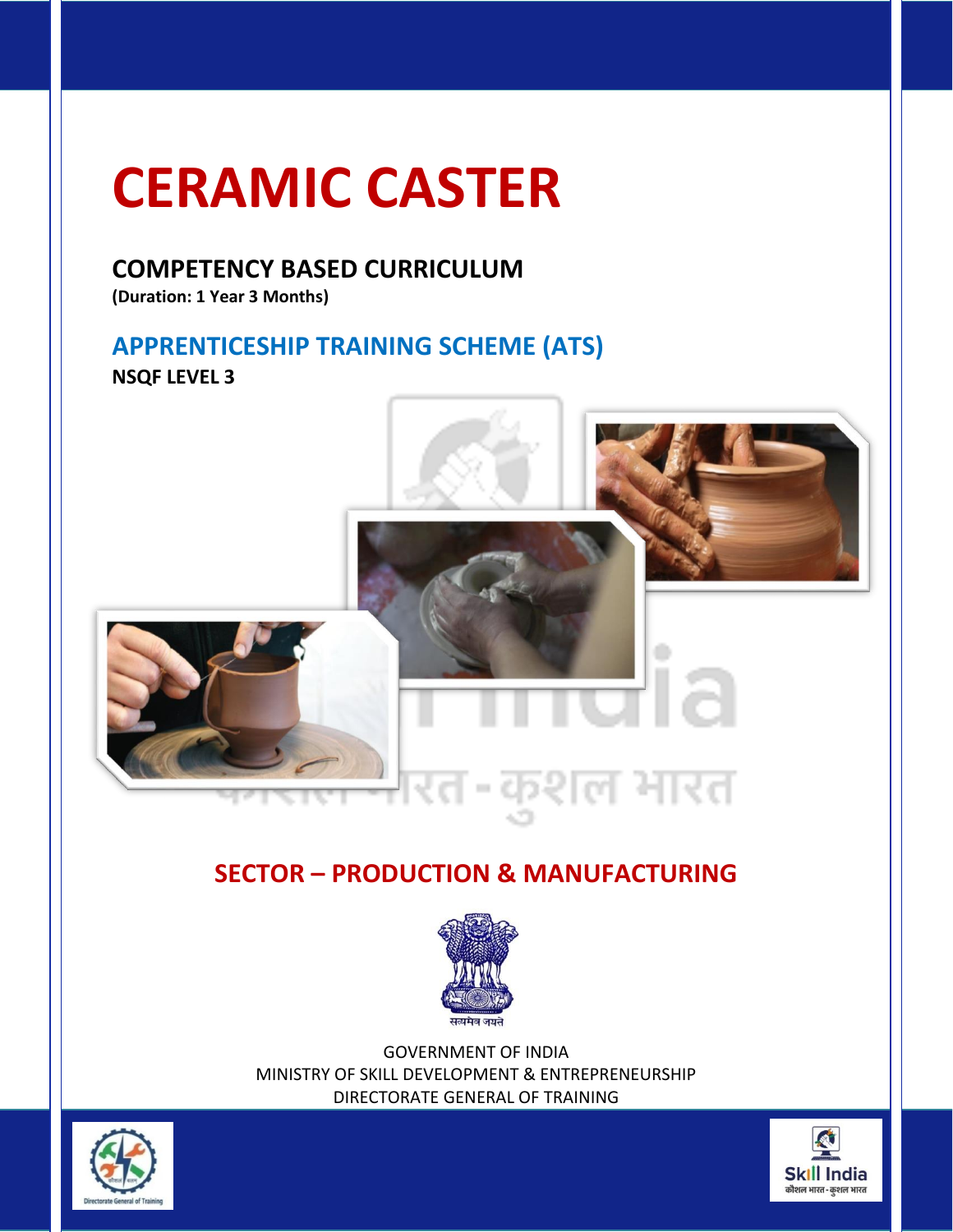# CERAMIC CASTER

## COMPETENCY BASED CURRICULUM

**(Duration: 1 Year 3 Months)**

## APPRENTICESHIP TRAINING SCHEME (ATS)

**NSQF LEVEL 3**

## SECTOR – PRODUCTION & MANUFACTURING

GOVERNMENT OF INDIA
MINISTRY OF SKILL DEVELOPMENT & ENTREPRENEURSHIP
DIRECTORATE GENERAL OF TRAINING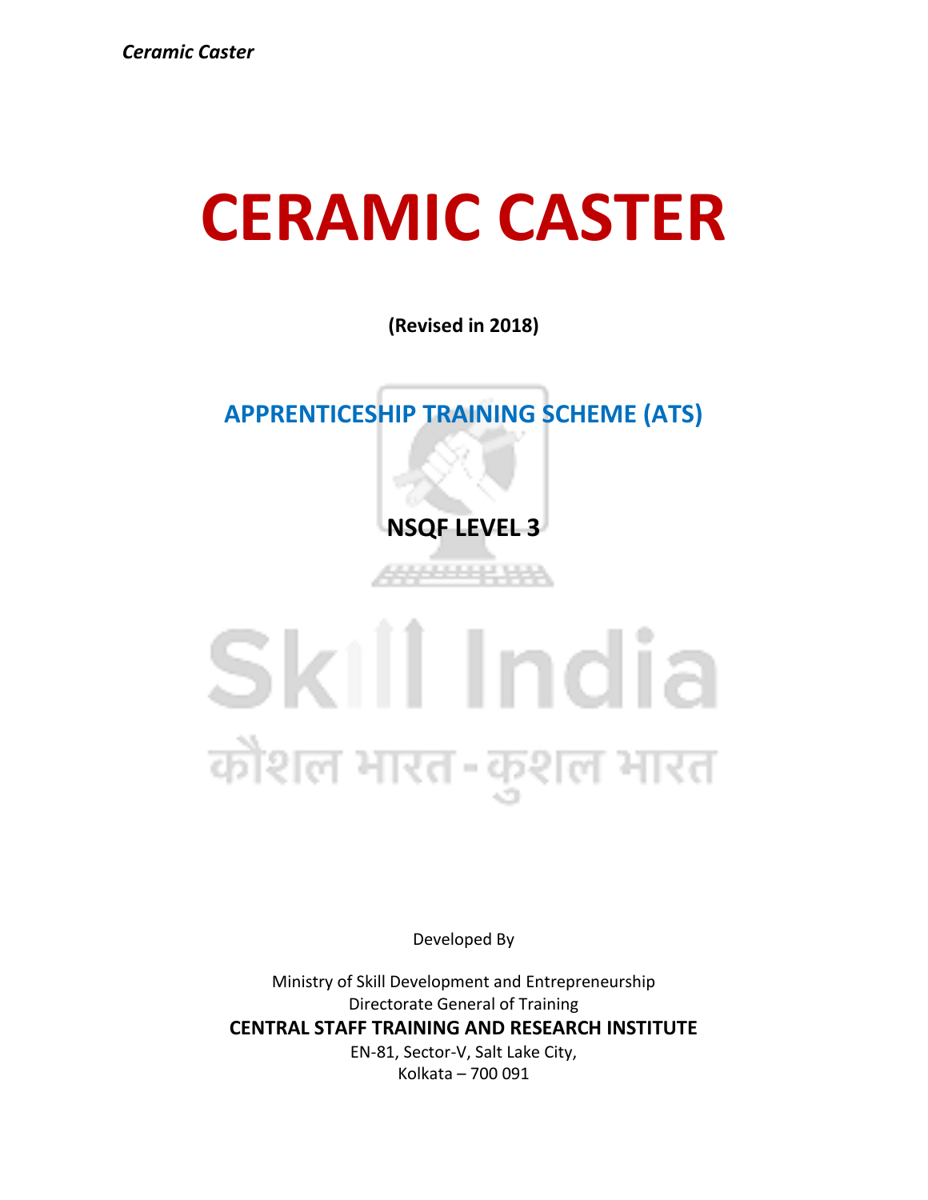# CERAMIC CASTER

**(Revised in 2018)**

## APPRENTICESHIP TRAINING SCHEME (ATS)

**NSQF LEVEL 3**

Developed By

Ministry of Skill Development and Entrepreneurship
Directorate General of Training
**CENTRAL STAFF TRAINING AND RESEARCH INSTITUTE**
EN-81, Sector-V, Salt Lake City,
Kolkata – 700 091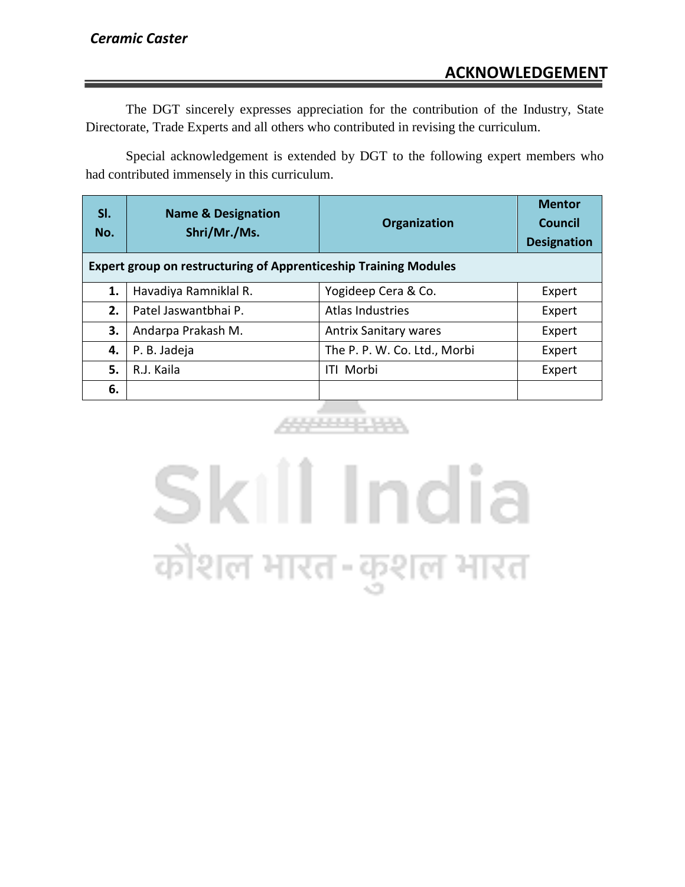## ACKNOWLEDGEMENT

The DGT sincerely expresses appreciation for the contribution of the Industry, State Directorate, Trade Experts and all others who contributed in revising the curriculum.

Special acknowledgement is extended by DGT to the following expert members who had contributed immensely in this curriculum.

| Sl. No. | Name & Designation Shri/Mr./Ms. | Organization | Mentor Council Designation |
|---|---|---|---|
| **Expert group on restructuring of Apprenticeship Training Modules** | | | |
| **1.** | Havadiya Ramniklal R. | Yogideep Cera & Co. | Expert |
| **2.** | Patel Jaswantbhai P. | Atlas Industries | Expert |
| **3.** | Andarpa Prakash M. | Antrix Sanitary wares | Expert |
| **4.** | P. B. Jadeja | The P. P. W. Co. Ltd., Morbi | Expert |
| **5.** | R.J. Kaila | ITI Morbi | Expert |
| **6.** | | | |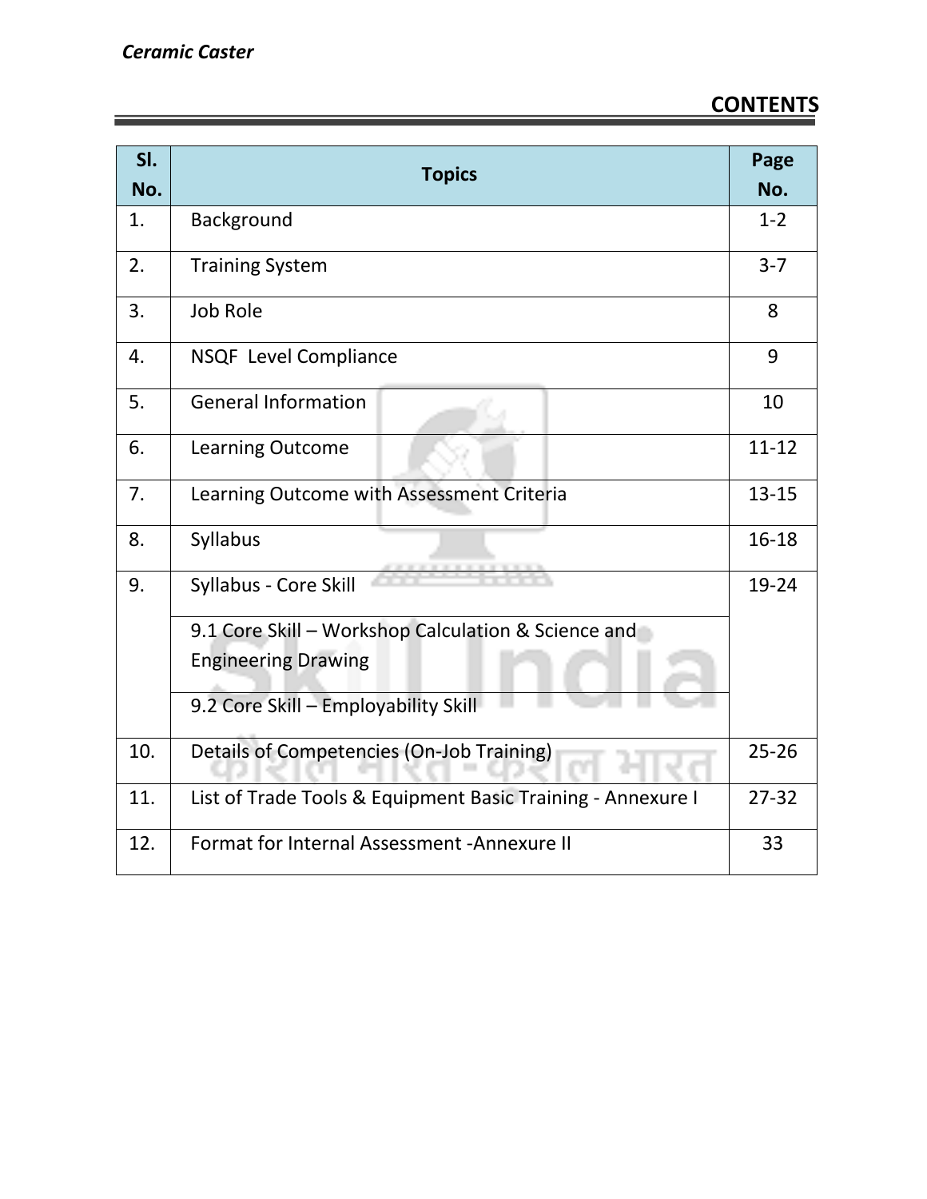## CONTENTS

| Sl. No. | Topics | Page No. |
|---|---|---|
| 1. | Background | 1-2 |
| 2. | Training System | 3-7 |
| 3. | Job Role | 8 |
| 4. | NSQF Level Compliance | 9 |
| 5. | General Information | 10 |
| 6. | Learning Outcome | 11-12 |
| 7. | Learning Outcome with Assessment Criteria | 13-15 |
| 8. | Syllabus | 16-18 |
| 9. | Syllabus - Core Skill | 19-24 |
| | 9.1 Core Skill – Workshop Calculation & Science and Engineering Drawing | |
| | 9.2 Core Skill – Employability Skill | |
| 10. | Details of Competencies (On-Job Training) | 25-26 |
| 11. | List of Trade Tools & Equipment Basic Training - Annexure I | 27-32 |
| 12. | Format for Internal Assessment -Annexure II | 33 |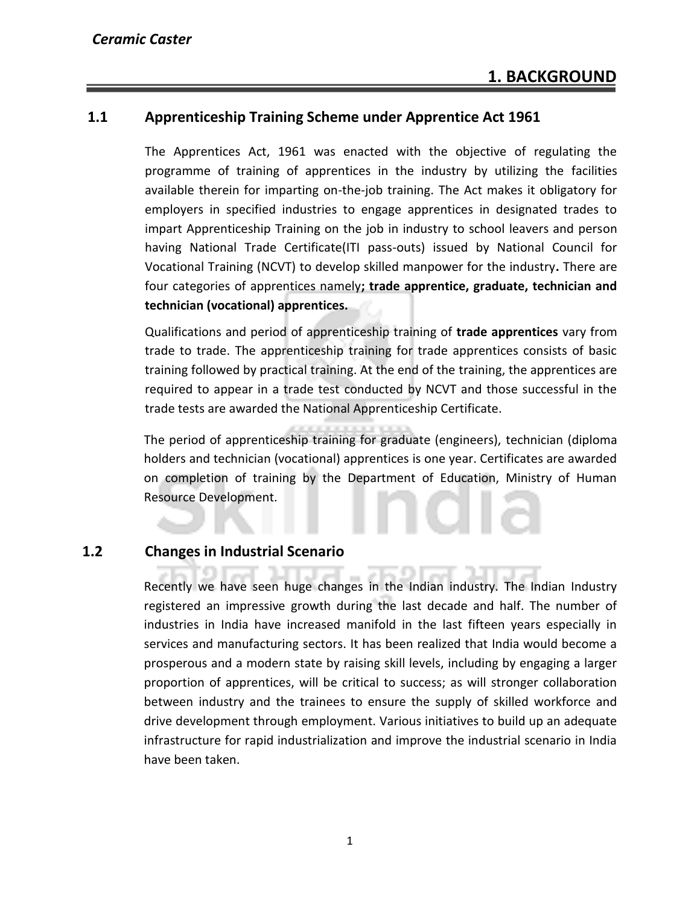# 1. BACKGROUND

## 1.1 Apprenticeship Training Scheme under Apprentice Act 1961

The Apprentices Act, 1961 was enacted with the objective of regulating the programme of training of apprentices in the industry by utilizing the facilities available therein for imparting on-the-job training. The Act makes it obligatory for employers in specified industries to engage apprentices in designated trades to impart Apprenticeship Training on the job in industry to school leavers and person having National Trade Certificate(ITI pass-outs) issued by National Council for Vocational Training (NCVT) to develop skilled manpower for the industry**.** There are four categories of apprentices namely**; trade apprentice, graduate, technician and technician (vocational) apprentices.**

Qualifications and period of apprenticeship training of **trade apprentices** vary from trade to trade. The apprenticeship training for trade apprentices consists of basic training followed by practical training. At the end of the training, the apprentices are required to appear in a trade test conducted by NCVT and those successful in the trade tests are awarded the National Apprenticeship Certificate.

The period of apprenticeship training for graduate (engineers), technician (diploma holders and technician (vocational) apprentices is one year. Certificates are awarded on completion of training by the Department of Education, Ministry of Human Resource Development.

## 1.2 Changes in Industrial Scenario

Recently we have seen huge changes in the Indian industry. The Indian Industry registered an impressive growth during the last decade and half. The number of industries in India have increased manifold in the last fifteen years especially in services and manufacturing sectors. It has been realized that India would become a prosperous and a modern state by raising skill levels, including by engaging a larger proportion of apprentices, will be critical to success; as will stronger collaboration between industry and the trainees to ensure the supply of skilled workforce and drive development through employment. Various initiatives to build up an adequate infrastructure for rapid industrialization and improve the industrial scenario in India have been taken.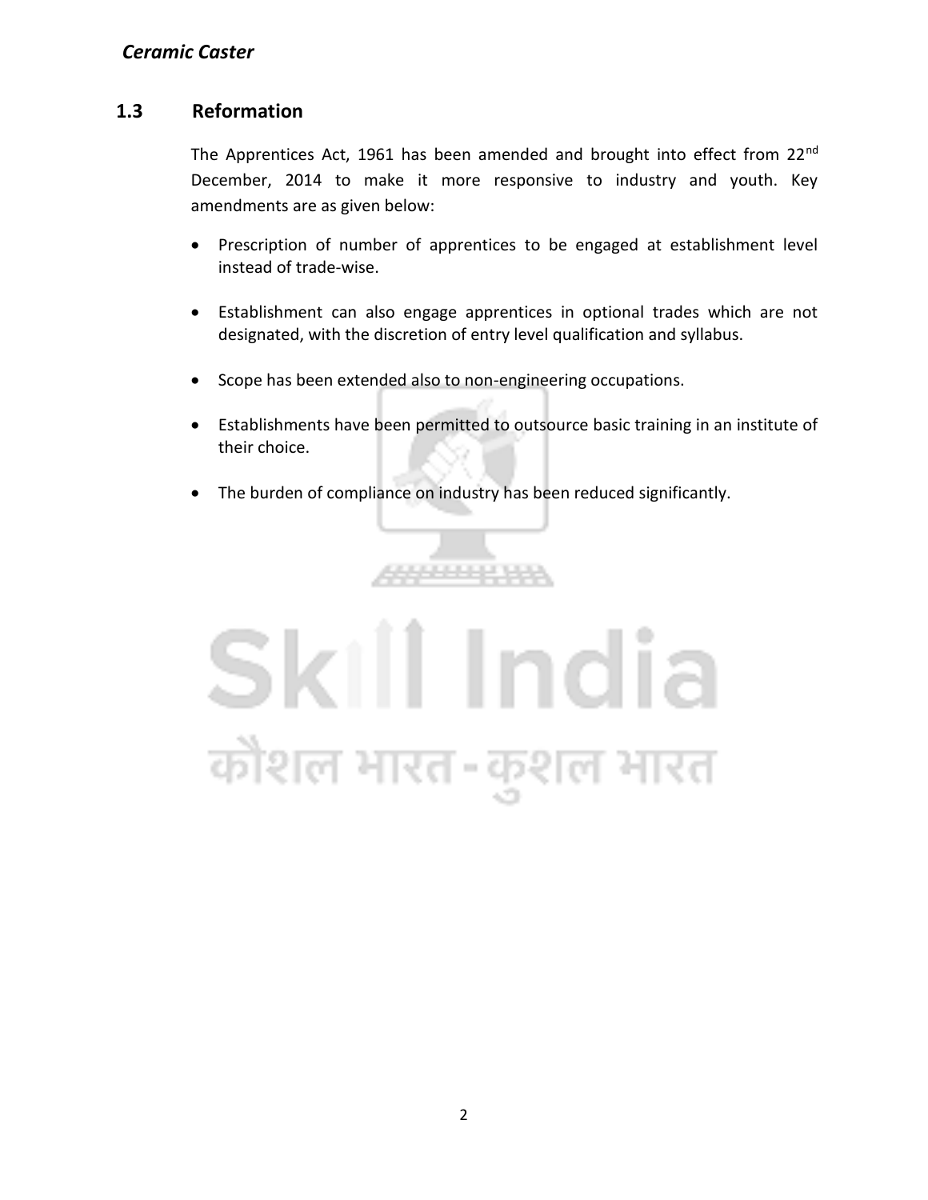## 1.3 Reformation

The Apprentices Act, 1961 has been amended and brought into effect from 22nd December, 2014 to make it more responsive to industry and youth. Key amendments are as given below:

- Prescription of number of apprentices to be engaged at establishment level instead of trade-wise.
- Establishment can also engage apprentices in optional trades which are not designated, with the discretion of entry level qualification and syllabus.
- Scope has been extended also to non-engineering occupations.
- Establishments have been permitted to outsource basic training in an institute of their choice.
- The burden of compliance on industry has been reduced significantly.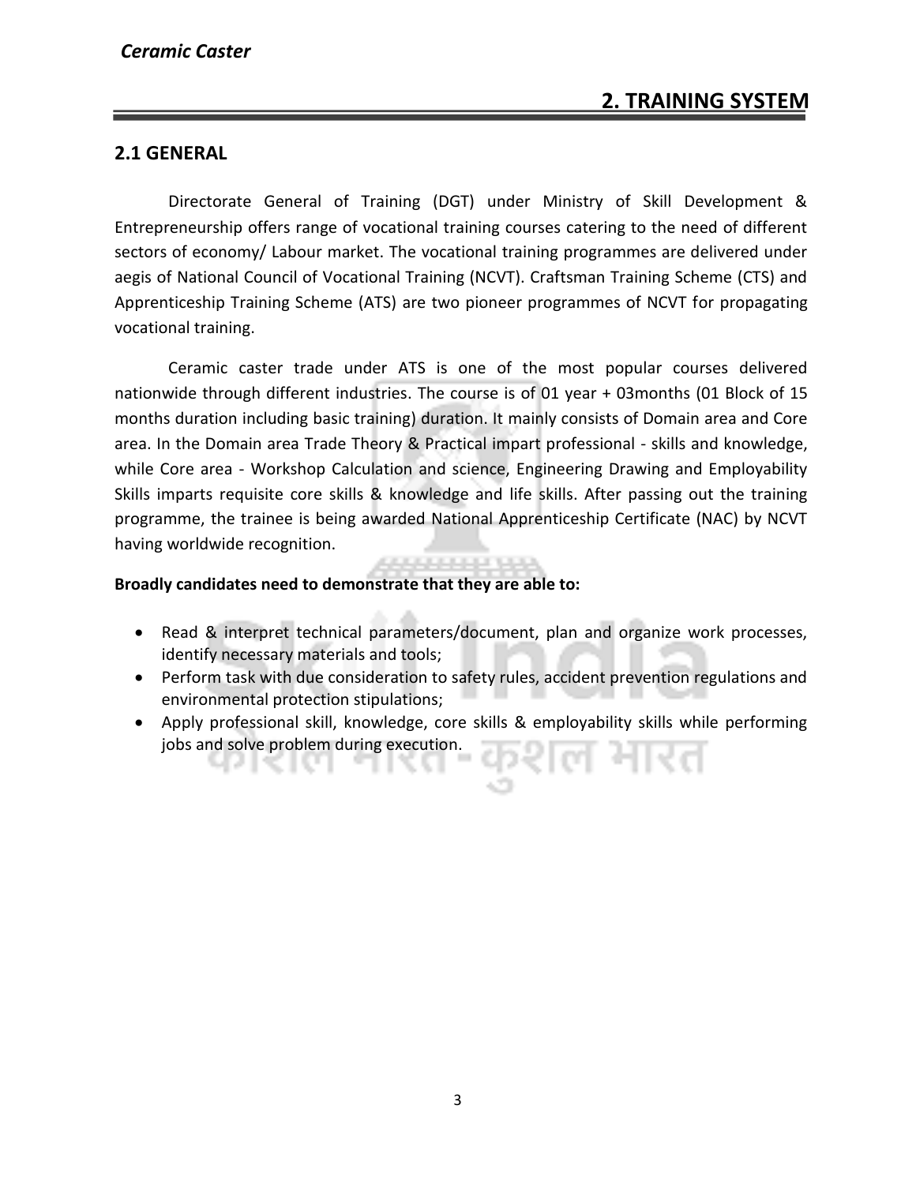## 2. TRAINING SYSTEM

### 2.1 GENERAL

Directorate General of Training (DGT) under Ministry of Skill Development & Entrepreneurship offers range of vocational training courses catering to the need of different sectors of economy/ Labour market. The vocational training programmes are delivered under aegis of National Council of Vocational Training (NCVT). Craftsman Training Scheme (CTS) and Apprenticeship Training Scheme (ATS) are two pioneer programmes of NCVT for propagating vocational training.

Ceramic caster trade under ATS is one of the most popular courses delivered nationwide through different industries. The course is of 01 year + 03months (01 Block of 15 months duration including basic training) duration. It mainly consists of Domain area and Core area. In the Domain area Trade Theory & Practical impart professional - skills and knowledge, while Core area - Workshop Calculation and science, Engineering Drawing and Employability Skills imparts requisite core skills & knowledge and life skills. After passing out the training programme, the trainee is being awarded National Apprenticeship Certificate (NAC) by NCVT having worldwide recognition.

**Broadly candidates need to demonstrate that they are able to:**

- Read & interpret technical parameters/document, plan and organize work processes, identify necessary materials and tools;
- Perform task with due consideration to safety rules, accident prevention regulations and environmental protection stipulations;
- Apply professional skill, knowledge, core skills & employability skills while performing jobs and solve problem during execution.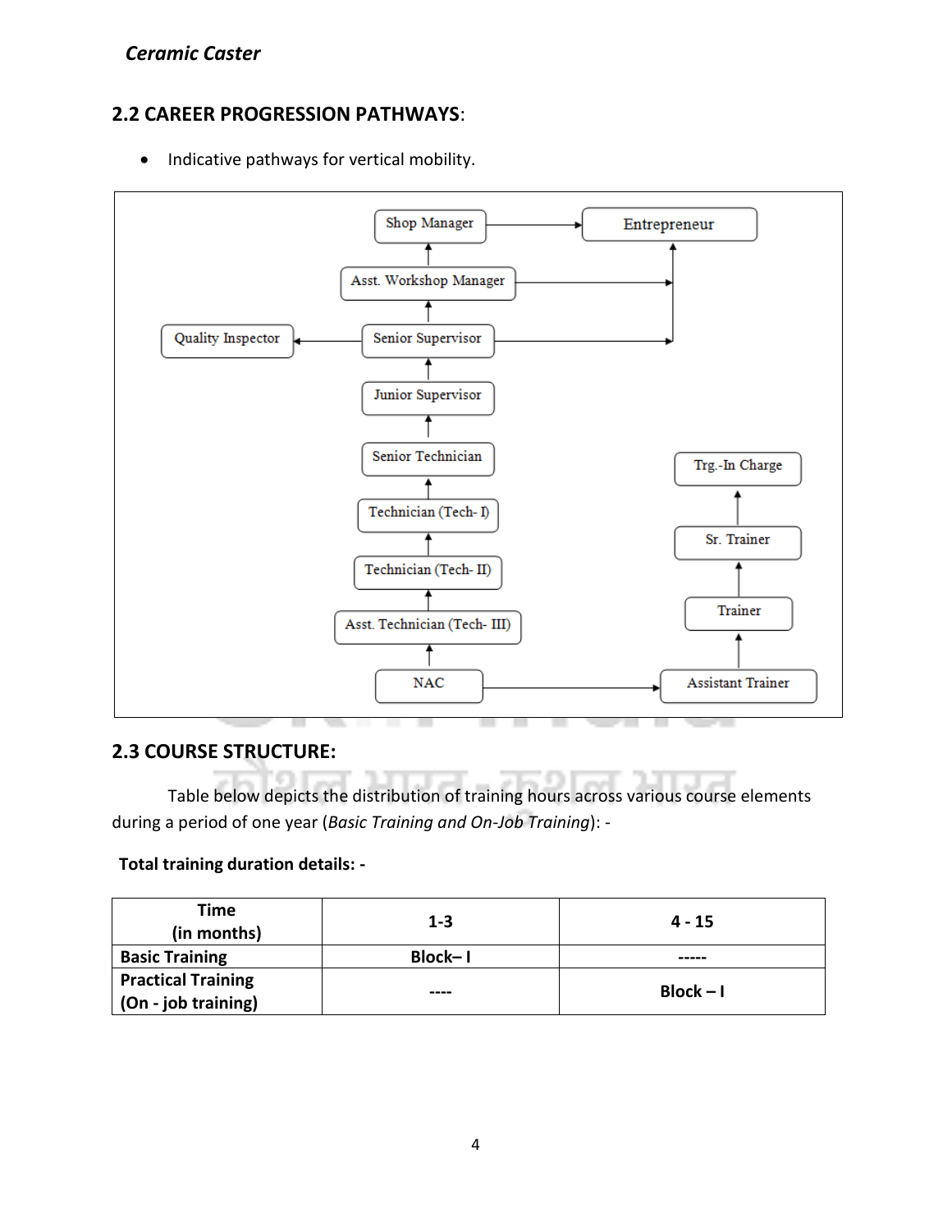## 2.2 CAREER PROGRESSION PATHWAYS:

- Indicative pathways for vertical mobility.

Shop Manager
Entrepreneur
Asst. Workshop Manager
Quality Inspector
Senior Supervisor
Junior Supervisor
Senior Technician
Trg.-In Charge
Technician (Tech- I)
Sr. Trainer
Technician (Tech- II)
Trainer
Asst. Technician (Tech- III)
NAC
Assistant Trainer

## 2.3 COURSE STRUCTURE:

Table below depicts the distribution of training hours across various course elements during a period of one year (*Basic Training and On-Job Training*): -

**Total training duration details: -**

| Time (in months) | 1-3 | 4 - 15 |
|---|---|---|
| **Basic Training** | **Block– I** | **-----** |
| **Practical Training (On - job training)** | **----** | **Block – I** |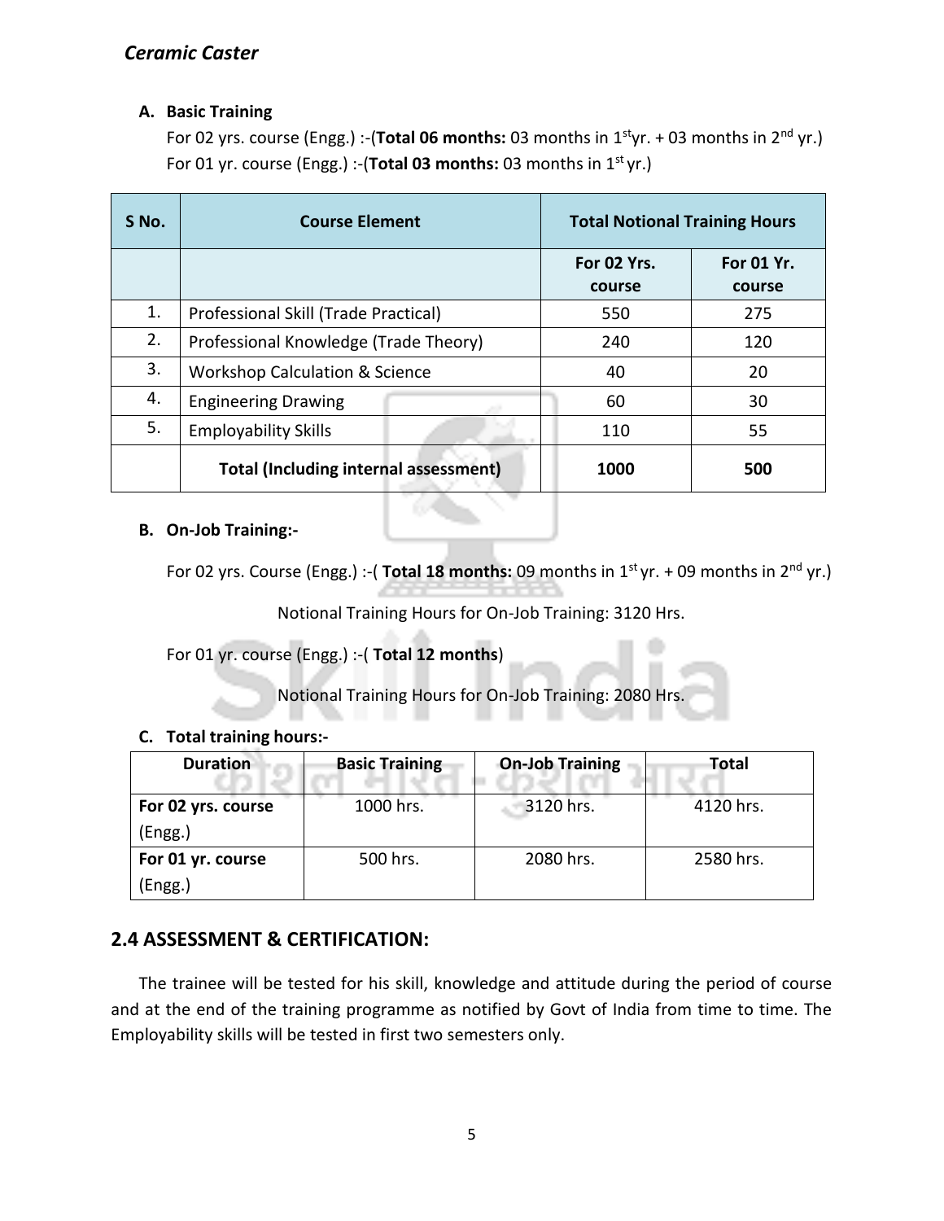**A. Basic Training**

For 02 yrs. course (Engg.) :-(**Total 06 months:** 03 months in 1st yr. + 03 months in 2nd yr.)

For 01 yr. course (Engg.) :-(**Total 03 months:** 03 months in 1st yr.)

| S No. | Course Element | Total Notional Training Hours | |
|---|---|---|---|
| | | For 02 Yrs. course | For 01 Yr. course |
| 1. | Professional Skill (Trade Practical) | 550 | 275 |
| 2. | Professional Knowledge (Trade Theory) | 240 | 120 |
| 3. | Workshop Calculation & Science | 40 | 20 |
| 4. | Engineering Drawing | 60 | 30 |
| 5. | Employability Skills | 110 | 55 |
| | **Total (Including internal assessment)** | **1000** | **500** |

**B. On-Job Training:-**

For 02 yrs. Course (Engg.) :-( **Total 18 months:** 09 months in 1st yr. + 09 months in 2nd yr.)

Notional Training Hours for On-Job Training: 3120 Hrs.

For 01 yr. course (Engg.) :-( **Total 12 months**)

Notional Training Hours for On-Job Training: 2080 Hrs.

**C. Total training hours:-**

| Duration | Basic Training | On-Job Training | Total |
|---|---|---|---|
| **For 02 yrs. course** (Engg.) | 1000 hrs. | 3120 hrs. | 4120 hrs. |
| **For 01 yr. course** (Engg.) | 500 hrs. | 2080 hrs. | 2580 hrs. |

## 2.4 ASSESSMENT & CERTIFICATION:

The trainee will be tested for his skill, knowledge and attitude during the period of course and at the end of the training programme as notified by Govt of India from time to time. The Employability skills will be tested in first two semesters only.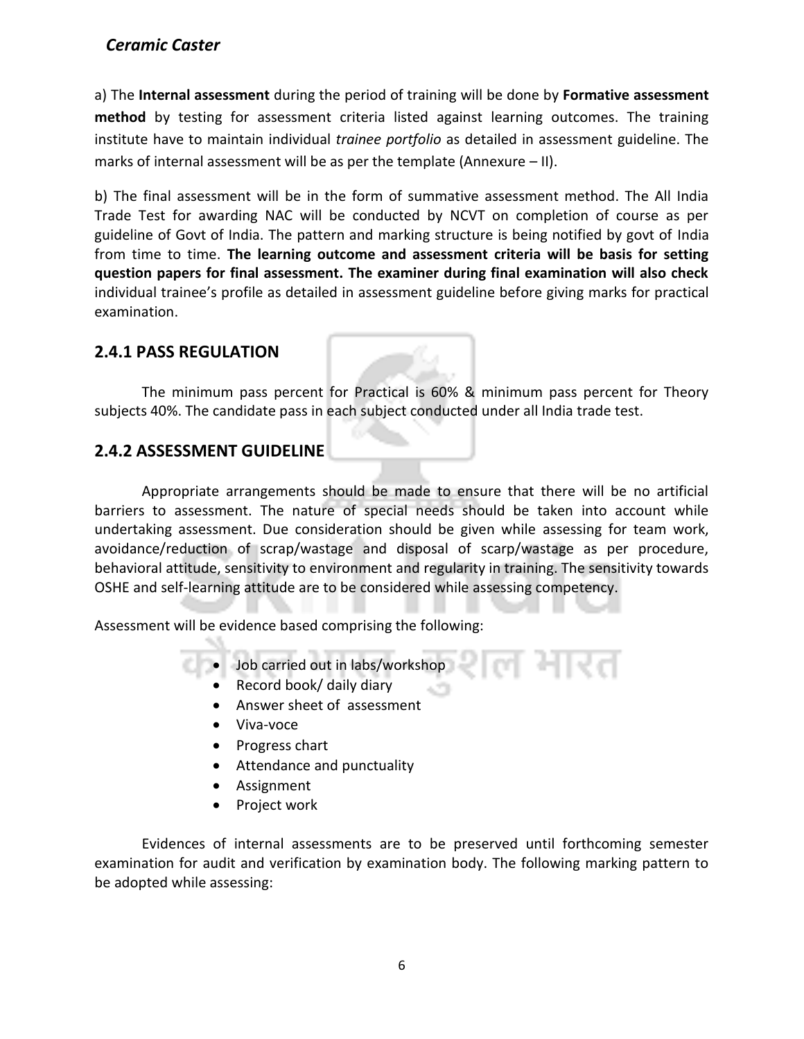a) The **Internal assessment** during the period of training will be done by **Formative assessment method** by testing for assessment criteria listed against learning outcomes. The training institute have to maintain individual *trainee portfolio* as detailed in assessment guideline. The marks of internal assessment will be as per the template (Annexure – II).

b) The final assessment will be in the form of summative assessment method. The All India Trade Test for awarding NAC will be conducted by NCVT on completion of course as per guideline of Govt of India. The pattern and marking structure is being notified by govt of India from time to time. **The learning outcome and assessment criteria will be basis for setting question papers for final assessment. The examiner during final examination will also check** individual trainee's profile as detailed in assessment guideline before giving marks for practical examination.

## 2.4.1 PASS REGULATION

The minimum pass percent for Practical is 60% & minimum pass percent for Theory subjects 40%. The candidate pass in each subject conducted under all India trade test.

## 2.4.2 ASSESSMENT GUIDELINE

Appropriate arrangements should be made to ensure that there will be no artificial barriers to assessment. The nature of special needs should be taken into account while undertaking assessment. Due consideration should be given while assessing for team work, avoidance/reduction of scrap/wastage and disposal of scarp/wastage as per procedure, behavioral attitude, sensitivity to environment and regularity in training. The sensitivity towards OSHE and self-learning attitude are to be considered while assessing competency.

Assessment will be evidence based comprising the following:

- Job carried out in labs/workshop
- Record book/ daily diary
- Answer sheet of assessment
- Viva-voce
- Progress chart
- Attendance and punctuality
- Assignment
- Project work

Evidences of internal assessments are to be preserved until forthcoming semester examination for audit and verification by examination body. The following marking pattern to be adopted while assessing: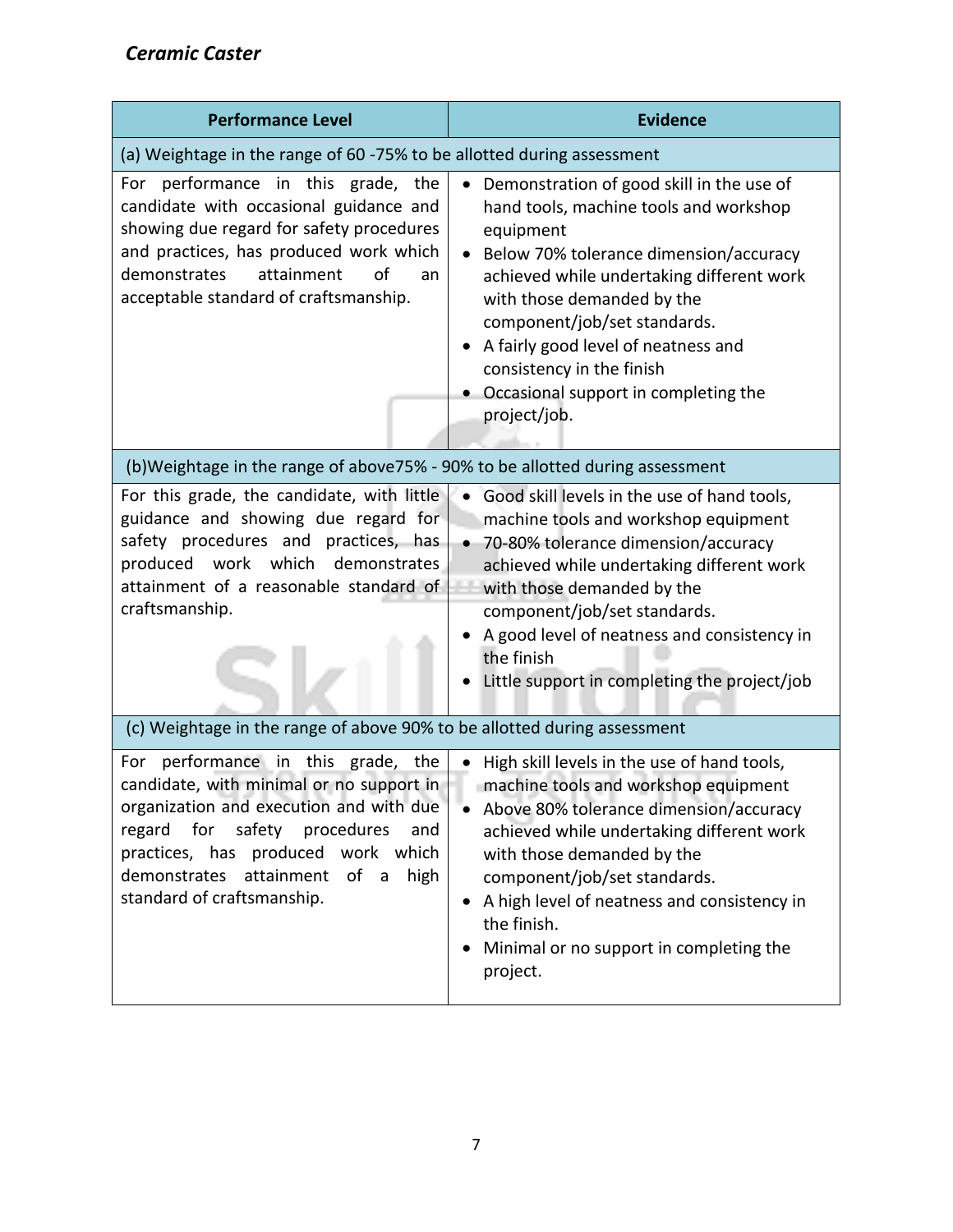| Performance Level | Evidence |
|---|---|
| (a) Weightage in the range of 60 -75% to be allotted during assessment | |
| For performance in this grade, the candidate with occasional guidance and showing due regard for safety procedures and practices, has produced work which demonstrates attainment of an acceptable standard of craftsmanship. | • Demonstration of good skill in the use of hand tools, machine tools and workshop equipment<br>• Below 70% tolerance dimension/accuracy achieved while undertaking different work with those demanded by the component/job/set standards.<br>• A fairly good level of neatness and consistency in the finish<br>• Occasional support in completing the project/job. |
| (b)Weightage in the range of above75% - 90% to be allotted during assessment | |
| For this grade, the candidate, with little guidance and showing due regard for safety procedures and practices, has produced work which demonstrates attainment of a reasonable standard of craftsmanship. | • Good skill levels in the use of hand tools, machine tools and workshop equipment<br>• 70-80% tolerance dimension/accuracy achieved while undertaking different work with those demanded by the component/job/set standards.<br>• A good level of neatness and consistency in the finish<br>• Little support in completing the project/job |
| (c) Weightage in the range of above 90% to be allotted during assessment | |
| For performance in this grade, the candidate, with minimal or no support in organization and execution and with due regard for safety procedures and practices, has produced work which demonstrates attainment of a high standard of craftsmanship. | • High skill levels in the use of hand tools, machine tools and workshop equipment<br>• Above 80% tolerance dimension/accuracy achieved while undertaking different work with those demanded by the component/job/set standards.<br>• A high level of neatness and consistency in the finish.<br>• Minimal or no support in completing the project. |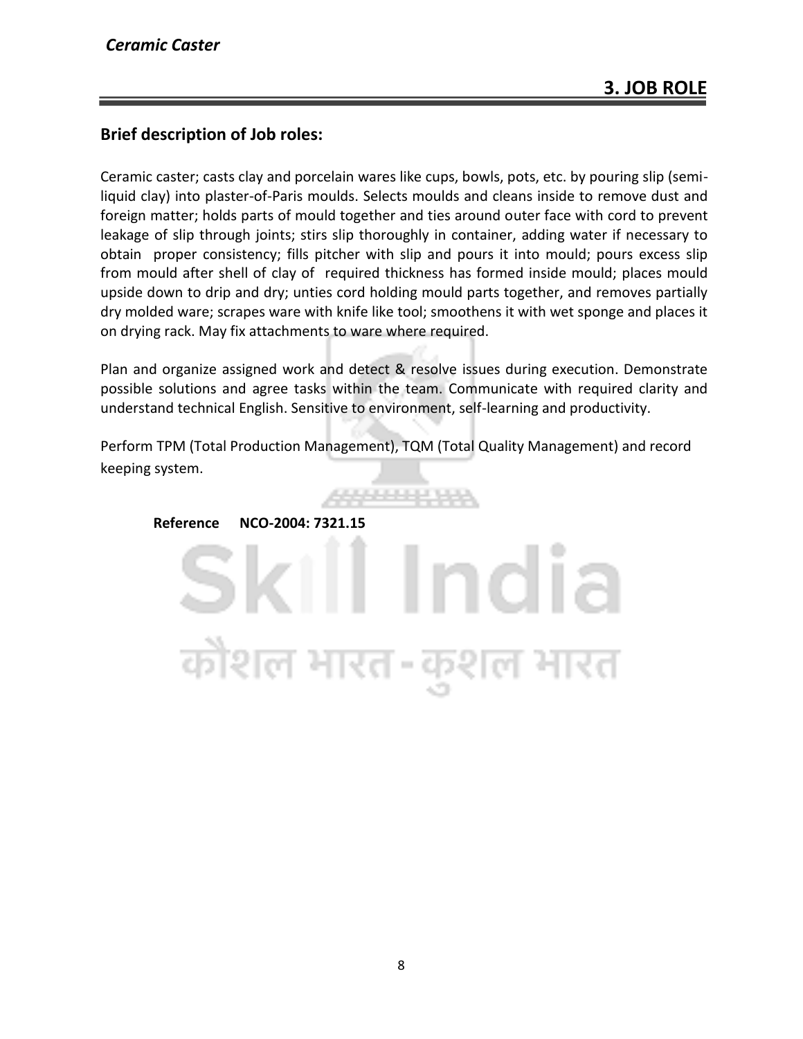# 3. JOB ROLE

## Brief description of Job roles:

Ceramic caster; casts clay and porcelain wares like cups, bowls, pots, etc. by pouring slip (semi-liquid clay) into plaster-of-Paris moulds. Selects moulds and cleans inside to remove dust and foreign matter; holds parts of mould together and ties around outer face with cord to prevent leakage of slip through joints; stirs slip thoroughly in container, adding water if necessary to obtain proper consistency; fills pitcher with slip and pours it into mould; pours excess slip from mould after shell of clay of required thickness has formed inside mould; places mould upside down to drip and dry; unties cord holding mould parts together, and removes partially dry molded ware; scrapes ware with knife like tool; smoothens it with wet sponge and places it on drying rack. May fix attachments to ware where required.

Plan and organize assigned work and detect & resolve issues during execution. Demonstrate possible solutions and agree tasks within the team. Communicate with required clarity and understand technical English. Sensitive to environment, self-learning and productivity.

Perform TPM (Total Production Management), TQM (Total Quality Management) and record keeping system.

**Reference NCO-2004: 7321.15**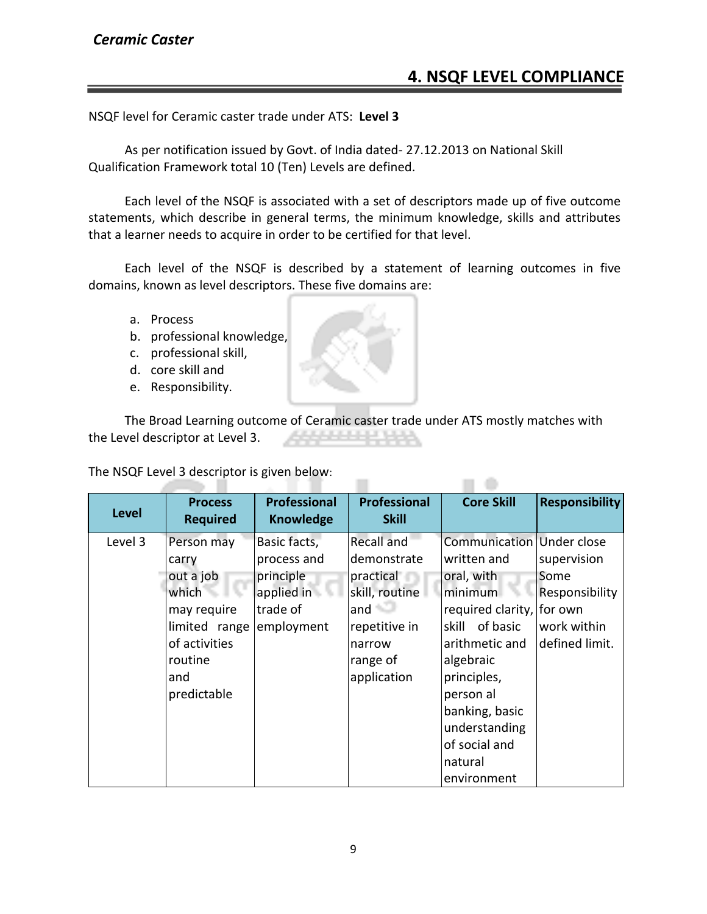# 4. NSQF LEVEL COMPLIANCE

NSQF level for Ceramic caster trade under ATS: **Level 3**

As per notification issued by Govt. of India dated- 27.12.2013 on National Skill Qualification Framework total 10 (Ten) Levels are defined.

Each level of the NSQF is associated with a set of descriptors made up of five outcome statements, which describe in general terms, the minimum knowledge, skills and attributes that a learner needs to acquire in order to be certified for that level.

Each level of the NSQF is described by a statement of learning outcomes in five domains, known as level descriptors. These five domains are:

a. Process
b. professional knowledge,
c. professional skill,
d. core skill and
e. Responsibility.

The Broad Learning outcome of Ceramic caster trade under ATS mostly matches with the Level descriptor at Level 3.

The NSQF Level 3 descriptor is given below:

| Level | Process Required | Professional Knowledge | Professional Skill | Core Skill | Responsibility |
|---|---|---|---|---|---|
| Level 3 | Person may carry out a job which may require limited range of activities routine and predictable | Basic facts, process and principle applied in trade of employment | Recall and demonstrate practical skill, routine and repetitive in narrow range of application | Communication written and oral, with minimum required clarity, skill of basic arithmetic and algebraic principles, person al banking, basic understanding of social and natural environment | Under close supervision Some Responsibility for own work within defined limit. |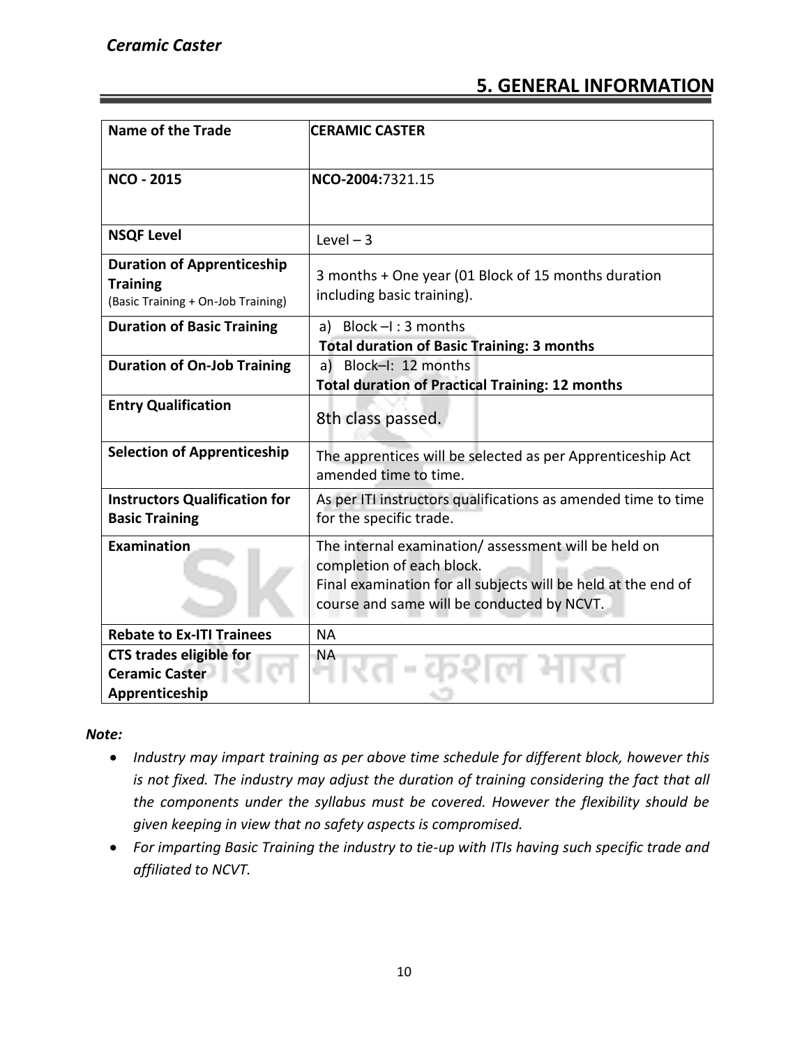## 5. GENERAL INFORMATION

| Name of the Trade | CERAMIC CASTER |
|---|---|
| NCO - 2015 | **NCO-2004:**7321.15 |
| NSQF Level | Level – 3 |
| Duration of Apprenticeship Training (Basic Training + On-Job Training) | 3 months + One year (01 Block of 15 months duration including basic training). |
| Duration of Basic Training | a) Block –I : 3 months<br>**Total duration of Basic Training: 3 months** |
| Duration of On-Job Training | a) Block–I: 12 months<br>**Total duration of Practical Training: 12 months** |
| Entry Qualification | 8th class passed. |
| Selection of Apprenticeship | The apprentices will be selected as per Apprenticeship Act amended time to time. |
| Instructors Qualification for Basic Training | As per ITI instructors qualifications as amended time to time for the specific trade. |
| Examination | The internal examination/ assessment will be held on completion of each block.<br>Final examination for all subjects will be held at the end of course and same will be conducted by NCVT. |
| Rebate to Ex-ITI Trainees | NA |
| CTS trades eligible for Ceramic Caster Apprenticeship | NA |

***Note:***

- *Industry may impart training as per above time schedule for different block, however this is not fixed. The industry may adjust the duration of training considering the fact that all the components under the syllabus must be covered. However the flexibility should be given keeping in view that no safety aspects is compromised.*
- *For imparting Basic Training the industry to tie-up with ITIs having such specific trade and affiliated to NCVT.*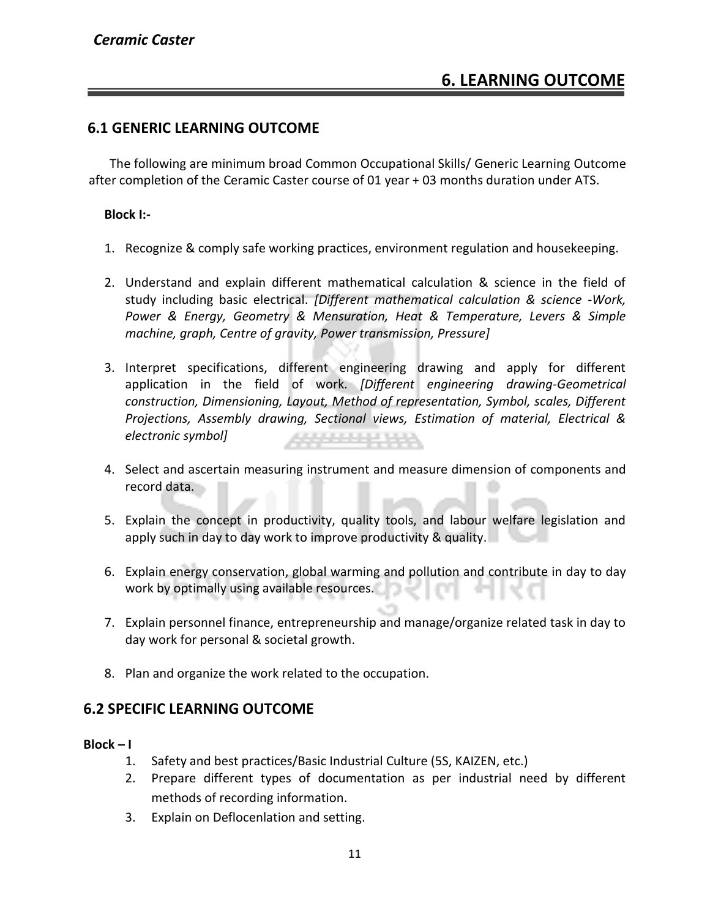# 6. LEARNING OUTCOME

## 6.1 GENERIC LEARNING OUTCOME

The following are minimum broad Common Occupational Skills/ Generic Learning Outcome after completion of the Ceramic Caster course of 01 year + 03 months duration under ATS.

**Block I:-**

1. Recognize & comply safe working practices, environment regulation and housekeeping.

2. Understand and explain different mathematical calculation & science in the field of study including basic electrical. *[Different mathematical calculation & science -Work, Power & Energy, Geometry & Mensuration, Heat & Temperature, Levers & Simple machine, graph, Centre of gravity, Power transmission, Pressure]*

3. Interpret specifications, different engineering drawing and apply for different application in the field of work. *[Different engineering drawing-Geometrical construction, Dimensioning, Layout, Method of representation, Symbol, scales, Different Projections, Assembly drawing, Sectional views, Estimation of material, Electrical & electronic symbol]*

4. Select and ascertain measuring instrument and measure dimension of components and record data.

5. Explain the concept in productivity, quality tools, and labour welfare legislation and apply such in day to day work to improve productivity & quality.

6. Explain energy conservation, global warming and pollution and contribute in day to day work by optimally using available resources.

7. Explain personnel finance, entrepreneurship and manage/organize related task in day to day work for personal & societal growth.

8. Plan and organize the work related to the occupation.

## 6.2 SPECIFIC LEARNING OUTCOME

**Block – I**

1. Safety and best practices/Basic Industrial Culture (5S, KAIZEN, etc.)
2. Prepare different types of documentation as per industrial need by different methods of recording information.
3. Explain on Deflocenlation and setting.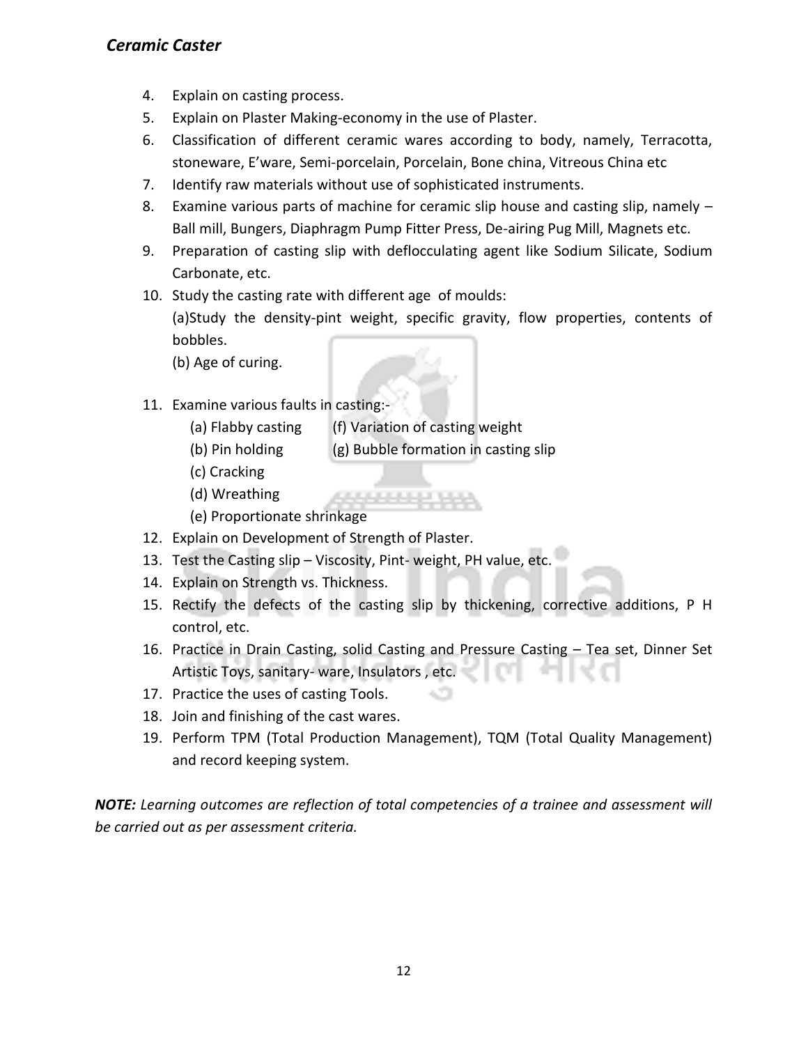4. Explain on casting process.
5. Explain on Plaster Making-economy in the use of Plaster.
6. Classification of different ceramic wares according to body, namely, Terracotta, stoneware, E'ware, Semi-porcelain, Porcelain, Bone china, Vitreous China etc
7. Identify raw materials without use of sophisticated instruments.
8. Examine various parts of machine for ceramic slip house and casting slip, namely – Ball mill, Bungers, Diaphragm Pump Fitter Press, De-airing Pug Mill, Magnets etc.
9. Preparation of casting slip with deflocculating agent like Sodium Silicate, Sodium Carbonate, etc.
10. Study the casting rate with different age of moulds:

    (a)Study the density-pint weight, specific gravity, flow properties, contents of bobbles.

    (b) Age of curing.

11. Examine various faults in casting:-
    - (a) Flabby casting
    - (b) Pin holding
    - (c) Cracking
    - (d) Wreathing
    - (e) Proportionate shrinkage
    - (f) Variation of casting weight
    - (g) Bubble formation in casting slip
12. Explain on Development of Strength of Plaster.
13. Test the Casting slip – Viscosity, Pint- weight, PH value, etc.
14. Explain on Strength vs. Thickness.
15. Rectify the defects of the casting slip by thickening, corrective additions, P H control, etc.
16. Practice in Drain Casting, solid Casting and Pressure Casting – Tea set, Dinner Set Artistic Toys, sanitary- ware, Insulators , etc.
17. Practice the uses of casting Tools.
18. Join and finishing of the cast wares.
19. Perform TPM (Total Production Management), TQM (Total Quality Management) and record keeping system.

***NOTE:*** *Learning outcomes are reflection of total competencies of a trainee and assessment will be carried out as per assessment criteria.*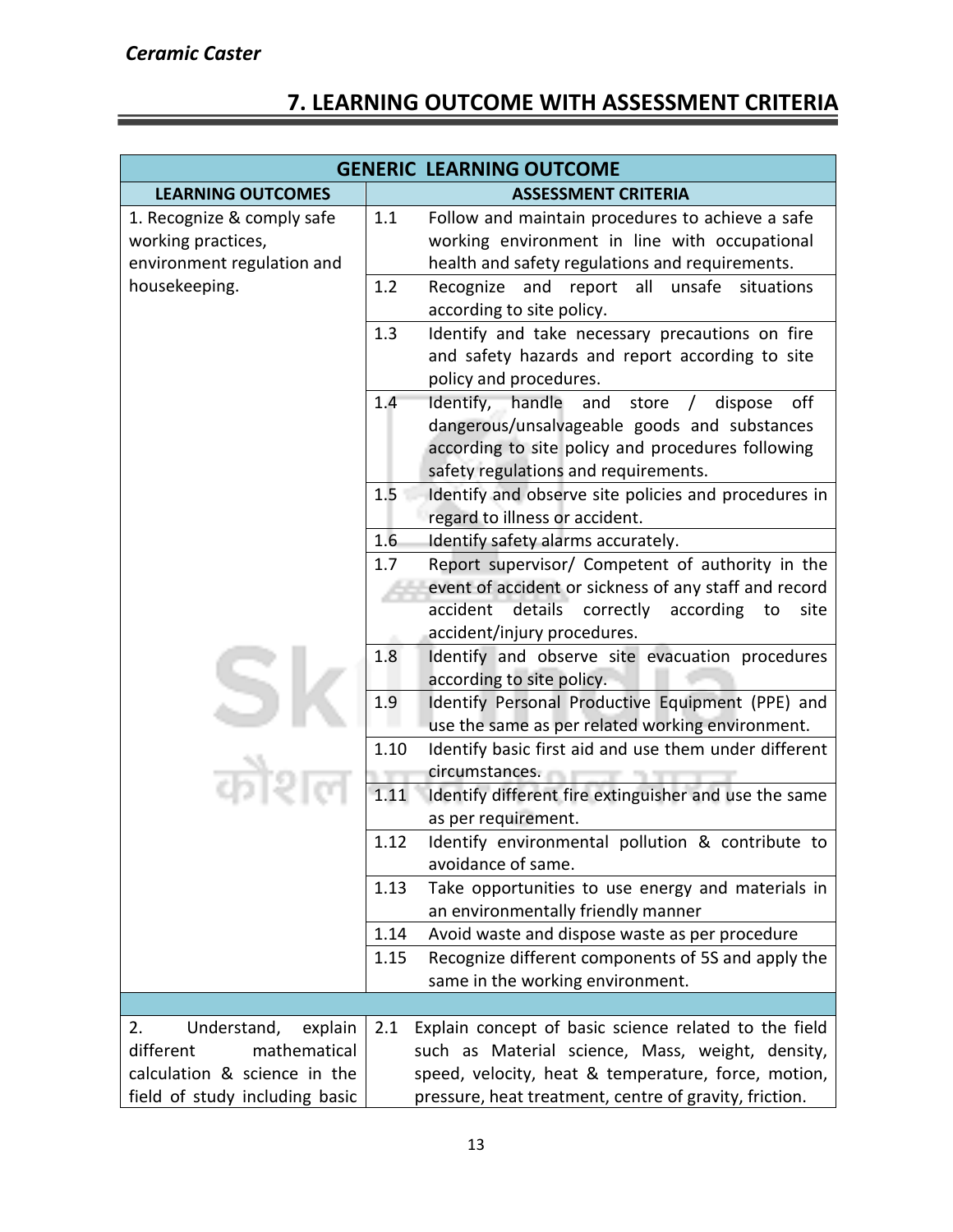## 7. LEARNING OUTCOME WITH ASSESSMENT CRITERIA

| GENERIC LEARNING OUTCOME | | |
|---|---|---|
| **LEARNING OUTCOMES** | **ASSESSMENT CRITERIA** | |
| 1. Recognize & comply safe working practices, environment regulation and housekeeping. | 1.1 | Follow and maintain procedures to achieve a safe working environment in line with occupational health and safety regulations and requirements. |
| | 1.2 | Recognize and report all unsafe situations according to site policy. |
| | 1.3 | Identify and take necessary precautions on fire and safety hazards and report according to site policy and procedures. |
| | 1.4 | Identify, handle and store / dispose off dangerous/unsalvageable goods and substances according to site policy and procedures following safety regulations and requirements. |
| | 1.5 | Identify and observe site policies and procedures in regard to illness or accident. |
| | 1.6 | Identify safety alarms accurately. |
| | 1.7 | Report supervisor/ Competent of authority in the event of accident or sickness of any staff and record accident details correctly according to site accident/injury procedures. |
| | 1.8 | Identify and observe site evacuation procedures according to site policy. |
| | 1.9 | Identify Personal Productive Equipment (PPE) and use the same as per related working environment. |
| | 1.10 | Identify basic first aid and use them under different circumstances. |
| | 1.11 | Identify different fire extinguisher and use the same as per requirement. |
| | 1.12 | Identify environmental pollution & contribute to avoidance of same. |
| | 1.13 | Take opportunities to use energy and materials in an environmentally friendly manner |
| | 1.14 | Avoid waste and dispose waste as per procedure |
| | 1.15 | Recognize different components of 5S and apply the same in the working environment. |
| | | |
| 2. Understand, explain different mathematical calculation & science in the field of study including basic | 2.1 | Explain concept of basic science related to the field such as Material science, Mass, weight, density, speed, velocity, heat & temperature, force, motion, pressure, heat treatment, centre of gravity, friction. |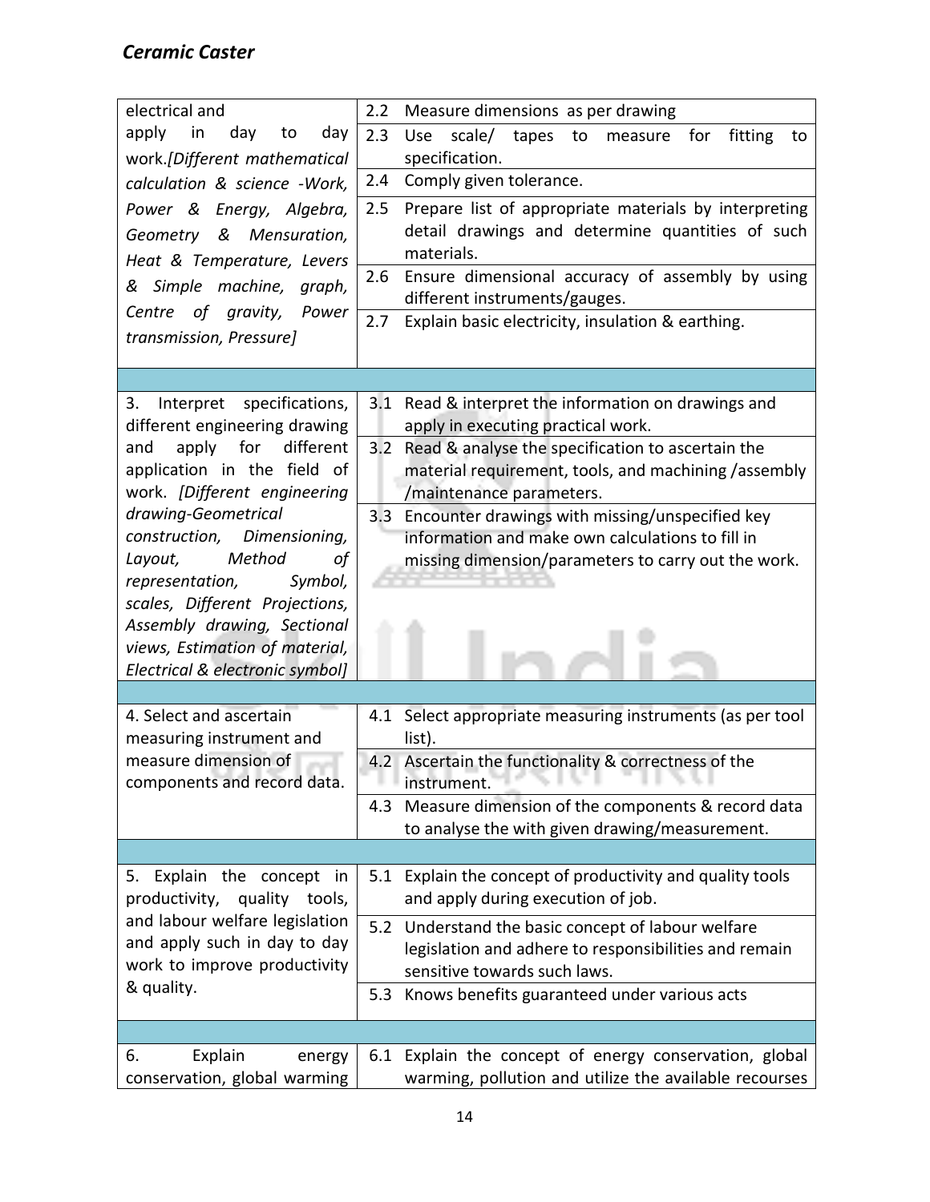| | |
|---|---|
| electrical and apply in day to day work.*[Different mathematical calculation & science -Work, Power & Energy, Algebra, Geometry & Mensuration, Heat & Temperature, Levers & Simple machine, graph, Centre of gravity, Power transmission, Pressure]* | 2.2 Measure dimensions as per drawing |
| | 2.3 Use scale/ tapes to measure for fitting to specification. |
| | 2.4 Comply given tolerance. |
| | 2.5 Prepare list of appropriate materials by interpreting detail drawings and determine quantities of such materials. |
| | 2.6 Ensure dimensional accuracy of assembly by using different instruments/gauges. |
| | 2.7 Explain basic electricity, insulation & earthing. |
| | |
| 3. Interpret specifications, different engineering drawing and apply for different application in the field of work. *[Different engineering drawing-Geometrical construction, Dimensioning, Layout, Method of representation, Symbol, scales, Different Projections, Assembly drawing, Sectional views, Estimation of material, Electrical & electronic symbol]* | 3.1 Read & interpret the information on drawings and apply in executing practical work. |
| | 3.2 Read & analyse the specification to ascertain the material requirement, tools, and machining /assembly /maintenance parameters. |
| | 3.3 Encounter drawings with missing/unspecified key information and make own calculations to fill in missing dimension/parameters to carry out the work. |
| | |
| 4. Select and ascertain measuring instrument and measure dimension of components and record data. | 4.1 Select appropriate measuring instruments (as per tool list). |
| | 4.2 Ascertain the functionality & correctness of the instrument. |
| | 4.3 Measure dimension of the components & record data to analyse the with given drawing/measurement. |
| | |
| 5. Explain the concept in productivity, quality tools, and labour welfare legislation and apply such in day to day work to improve productivity & quality. | 5.1 Explain the concept of productivity and quality tools and apply during execution of job. |
| | 5.2 Understand the basic concept of labour welfare legislation and adhere to responsibilities and remain sensitive towards such laws. |
| | 5.3 Knows benefits guaranteed under various acts |
| | |
| 6. Explain energy conservation, global warming | 6.1 Explain the concept of energy conservation, global warming, pollution and utilize the available recourses |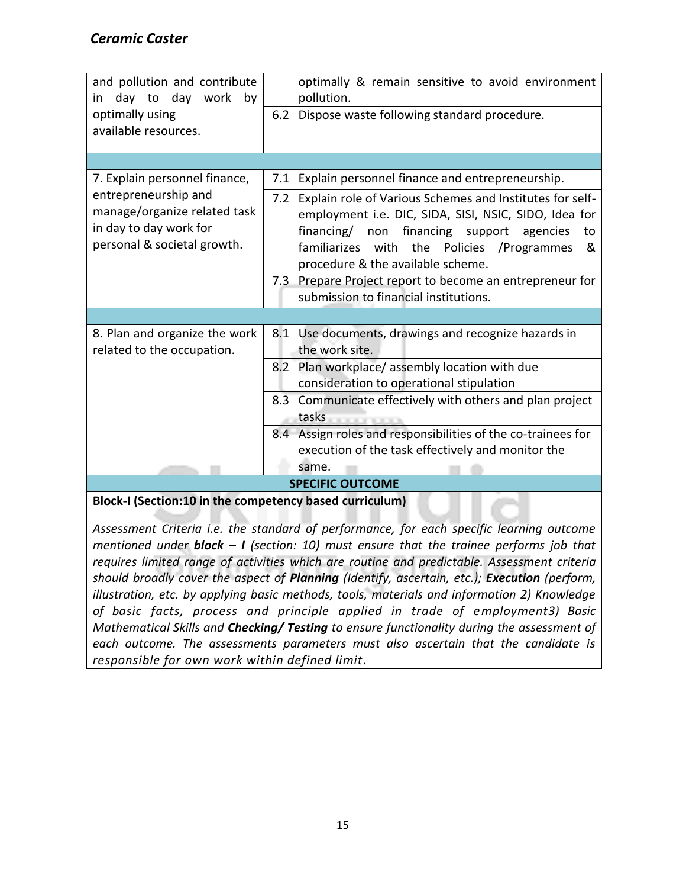| | |
|---|---|
| and pollution and contribute in day to day work by optimally using available resources. | optimally & remain sensitive to avoid environment pollution. |
| | 6.2 Dispose waste following standard procedure. |
| | |
| 7. Explain personnel finance, entrepreneurship and manage/organize related task in day to day work for personal & societal growth. | 7.1 Explain personnel finance and entrepreneurship. |
| | 7.2 Explain role of Various Schemes and Institutes for self-employment i.e. DIC, SIDA, SISI, NSIC, SIDO, Idea for financing/ non financing support agencies to familiarizes with the Policies /Programmes & procedure & the available scheme. |
| | 7.3 Prepare Project report to become an entrepreneur for submission to financial institutions. |
| | |
| 8. Plan and organize the work related to the occupation. | 8.1 Use documents, drawings and recognize hazards in the work site. |
| | 8.2 Plan workplace/ assembly location with due consideration to operational stipulation |
| | 8.3 Communicate effectively with others and plan project tasks |
| | 8.4 Assign roles and responsibilities of the co-trainees for execution of the task effectively and monitor the same. |

**SPECIFIC OUTCOME**

**Block-I (Section:10 in the competency based curriculum)**

*Assessment Criteria i.e. the standard of performance, for each specific learning outcome mentioned under **block – I** (section: 10) must ensure that the trainee performs job that requires limited range of activities which are routine and predictable. Assessment criteria should broadly cover the aspect of **Planning** (Identify, ascertain, etc.); **Execution** (perform, illustration, etc. by applying basic methods, tools, materials and information 2) Knowledge of basic facts, process and principle applied in trade of employment3) Basic Mathematical Skills and **Checking/ Testing** to ensure functionality during the assessment of each outcome. The assessments parameters must also ascertain that the candidate is responsible for own work within defined limit.*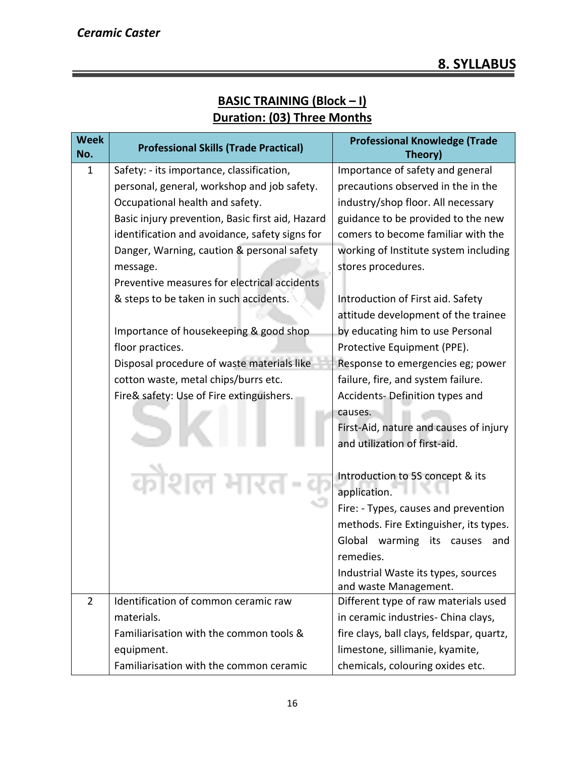## 8. SYLLABUS

**BASIC TRAINING (Block – I)**
**Duration: (03) Three Months**

| Week No. | Professional Skills (Trade Practical) | Professional Knowledge (Trade Theory) |
|---|---|---|
| 1 | Safety: - its importance, classification, personal, general, workshop and job safety. Occupational health and safety. Basic injury prevention, Basic first aid, Hazard identification and avoidance, safety signs for Danger, Warning, caution & personal safety message. Preventive measures for electrical accidents & steps to be taken in such accidents. <br><br> Importance of housekeeping & good shop floor practices. Disposal procedure of waste materials like cotton waste, metal chips/burrs etc. Fire& safety: Use of Fire extinguishers. | Importance of safety and general precautions observed in the in the industry/shop floor. All necessary guidance to be provided to the new comers to become familiar with the working of Institute system including stores procedures. <br><br> Introduction of First aid. Safety attitude development of the trainee by educating him to use Personal Protective Equipment (PPE). Response to emergencies eg; power failure, fire, and system failure. Accidents- Definition types and causes. First-Aid, nature and causes of injury and utilization of first-aid. <br><br> Introduction to 5S concept & its application. Fire: - Types, causes and prevention methods. Fire Extinguisher, its types. Global warming its causes and remedies. Industrial Waste its types, sources and waste Management. |
| 2 | Identification of common ceramic raw materials. Familiarisation with the common tools & equipment. Familiarisation with the common ceramic | Different type of raw materials used in ceramic industries- China clays, fire clays, ball clays, feldspar, quartz, limestone, sillimanie, kyamite, chemicals, colouring oxides etc. |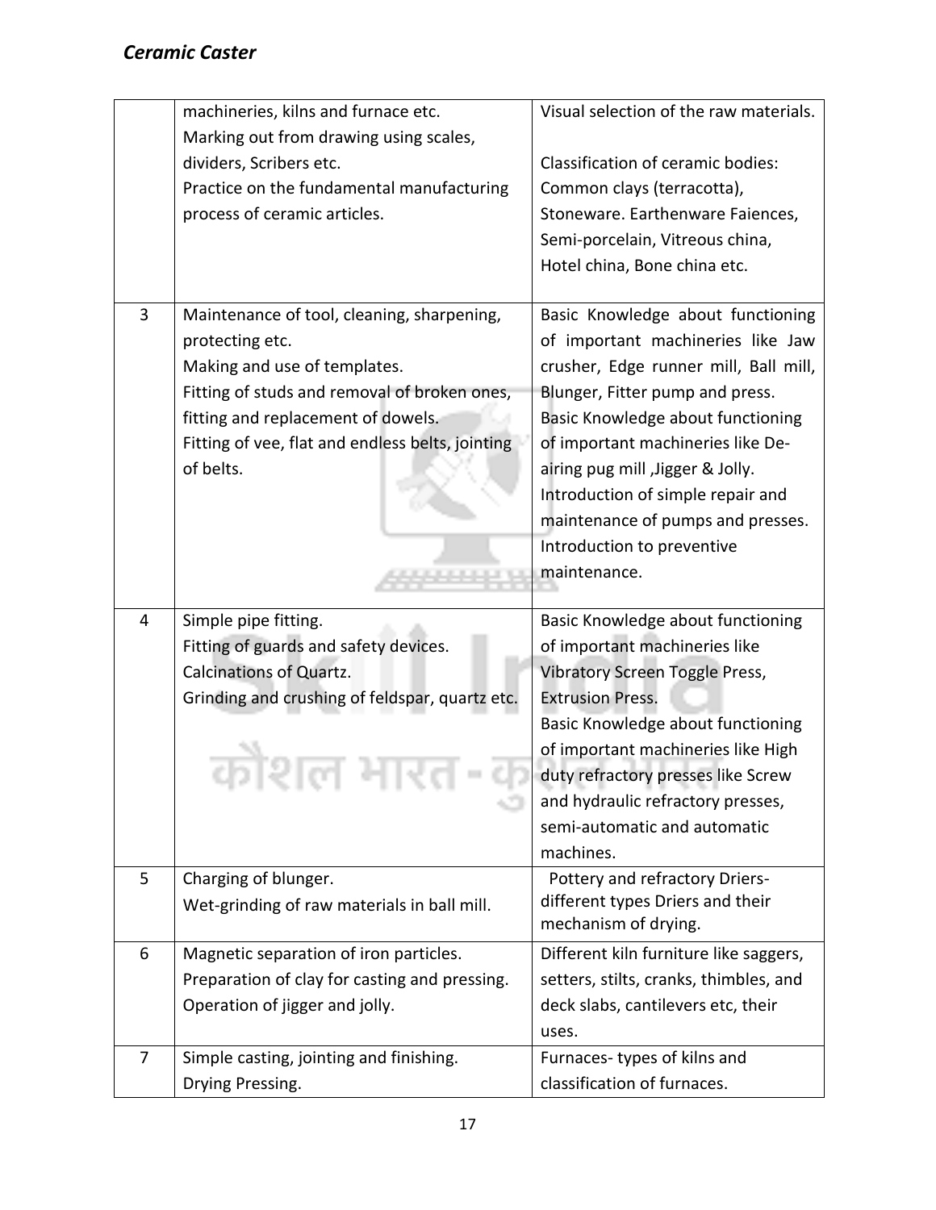| | | |
|---|---|---|
| | machineries, kilns and furnace etc.<br>Marking out from drawing using scales, dividers, Scribers etc.<br>Practice on the fundamental manufacturing process of ceramic articles. | Visual selection of the raw materials.<br><br>Classification of ceramic bodies: Common clays (terracotta), Stoneware. Earthenware Faiences, Semi-porcelain, Vitreous china, Hotel china, Bone china etc. |
| 3 | Maintenance of tool, cleaning, sharpening, protecting etc.<br>Making and use of templates.<br>Fitting of studs and removal of broken ones, fitting and replacement of dowels.<br>Fitting of vee, flat and endless belts, jointing of belts. | Basic Knowledge about functioning of important machineries like Jaw crusher, Edge runner mill, Ball mill, Blunger, Fitter pump and press.<br>Basic Knowledge about functioning of important machineries like De-airing pug mill ,Jigger & Jolly.<br>Introduction of simple repair and maintenance of pumps and presses.<br>Introduction to preventive maintenance. |
| 4 | Simple pipe fitting.<br>Fitting of guards and safety devices.<br>Calcinations of Quartz.<br>Grinding and crushing of feldspar, quartz etc. | Basic Knowledge about functioning of important machineries like Vibratory Screen Toggle Press, Extrusion Press.<br>Basic Knowledge about functioning of important machineries like High duty refractory presses like Screw and hydraulic refractory presses, semi-automatic and automatic machines. |
| 5 | Charging of blunger.<br>Wet-grinding of raw materials in ball mill. | Pottery and refractory Driers- different types Driers and their mechanism of drying. |
| 6 | Magnetic separation of iron particles.<br>Preparation of clay for casting and pressing.<br>Operation of jigger and jolly. | Different kiln furniture like saggers, setters, stilts, cranks, thimbles, and deck slabs, cantilevers etc, their uses. |
| 7 | Simple casting, jointing and finishing.<br>Drying Pressing. | Furnaces- types of kilns and classification of furnaces. |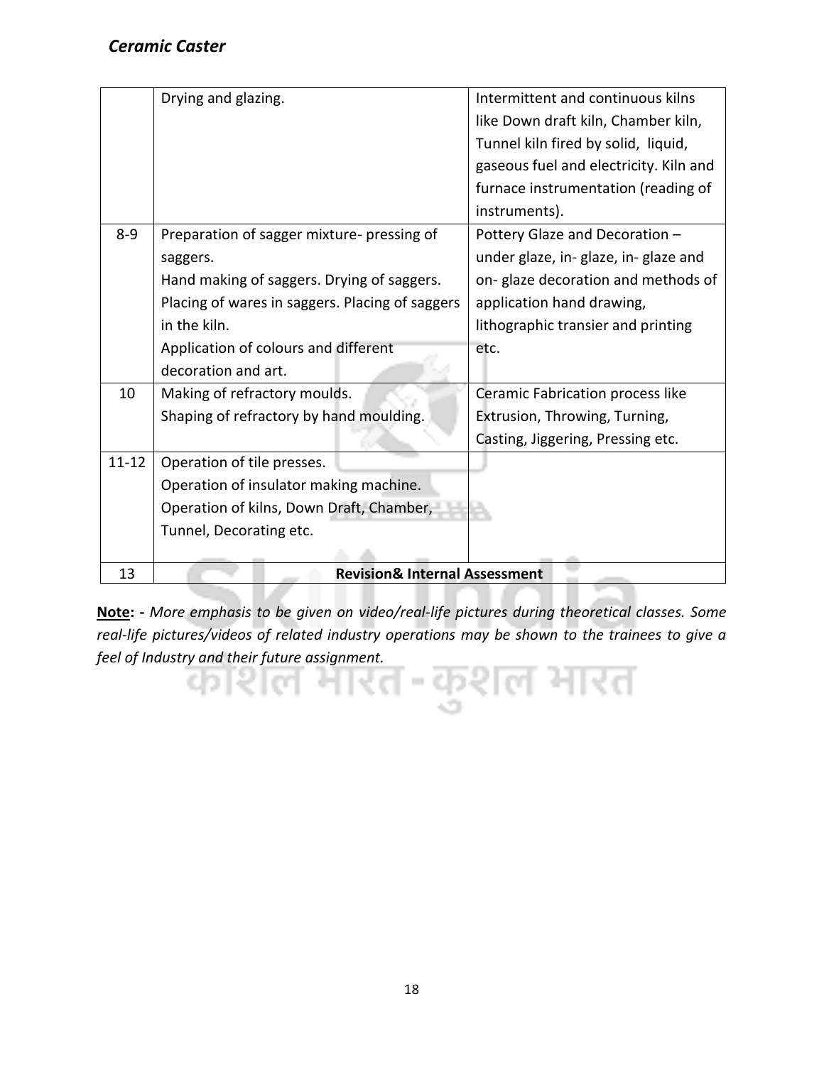| | | |
|---|---|---|
| | Drying and glazing. | Intermittent and continuous kilns like Down draft kiln, Chamber kiln, Tunnel kiln fired by solid, liquid, gaseous fuel and electricity. Kiln and furnace instrumentation (reading of instruments). |
| 8-9 | Preparation of sagger mixture- pressing of saggers.<br>Hand making of saggers. Drying of saggers.<br>Placing of wares in saggers. Placing of saggers in the kiln.<br>Application of colours and different decoration and art. | Pottery Glaze and Decoration – under glaze, in- glaze, in- glaze and on- glaze decoration and methods of application hand drawing, lithographic transier and printing etc. |
| 10 | Making of refractory moulds.<br>Shaping of refractory by hand moulding. | Ceramic Fabrication process like Extrusion, Throwing, Turning, Casting, Jiggering, Pressing etc. |
| 11-12 | Operation of tile presses.<br>Operation of insulator making machine.<br>Operation of kilns, Down Draft, Chamber, Tunnel, Decorating etc. | |
| 13 | **Revision& Internal Assessment** | |

**Note: -** *More emphasis to be given on video/real-life pictures during theoretical classes. Some real-life pictures/videos of related industry operations may be shown to the trainees to give a feel of Industry and their future assignment.*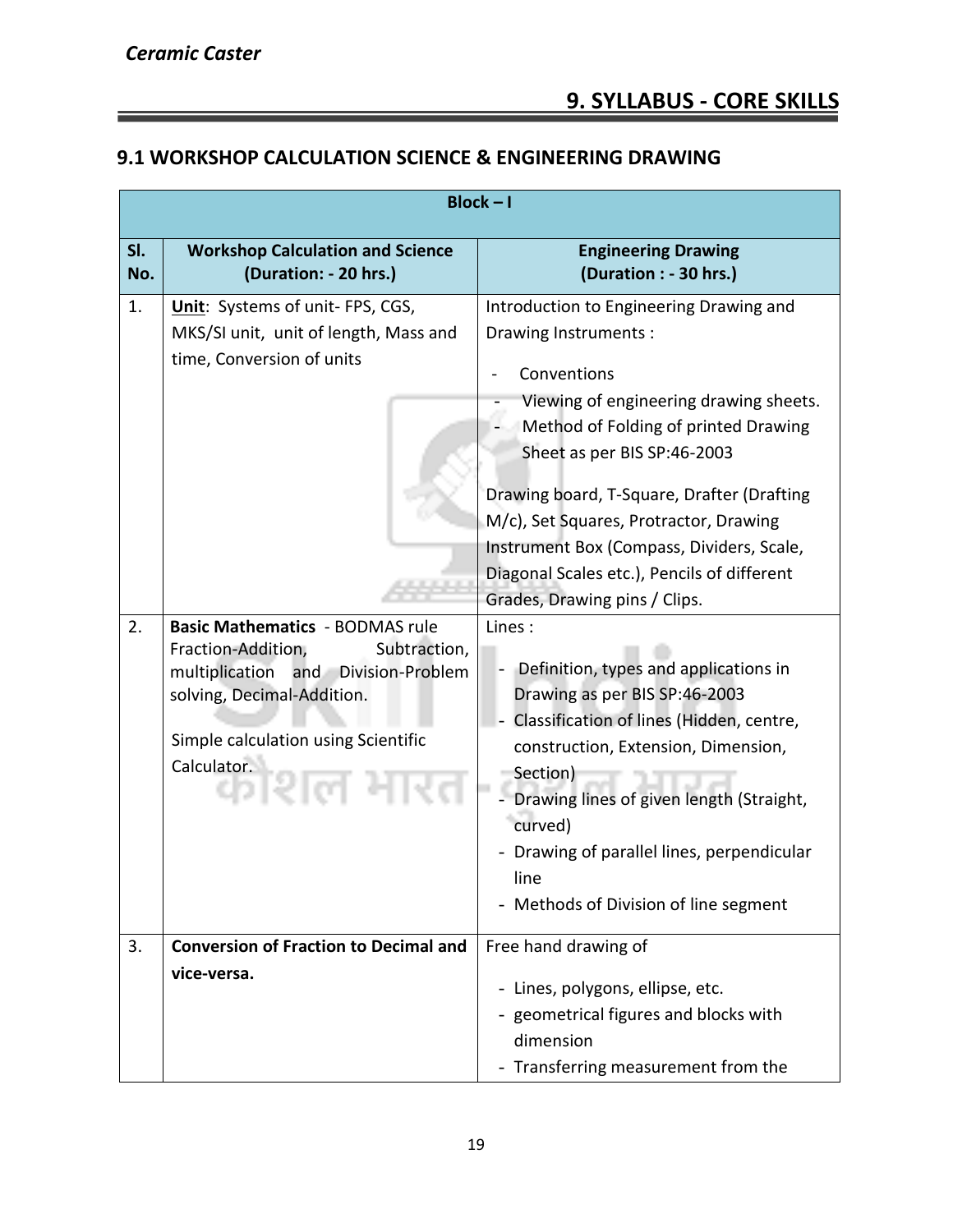## 9. SYLLABUS - CORE SKILLS

### 9.1 WORKSHOP CALCULATION SCIENCE & ENGINEERING DRAWING

| Block – I | | |
|---|---|---|
| **Sl. No.** | **Workshop Calculation and Science (Duration: - 20 hrs.)** | **Engineering Drawing (Duration : - 30 hrs.)** |
| 1. | **Unit**: Systems of unit- FPS, CGS, MKS/SI unit, unit of length, Mass and time, Conversion of units | Introduction to Engineering Drawing and Drawing Instruments :<br>- Conventions<br>- Viewing of engineering drawing sheets.<br>- Method of Folding of printed Drawing Sheet as per BIS SP:46-2003<br><br>Drawing board, T-Square, Drafter (Drafting M/c), Set Squares, Protractor, Drawing Instrument Box (Compass, Dividers, Scale, Diagonal Scales etc.), Pencils of different Grades, Drawing pins / Clips. |
| 2. | **Basic Mathematics** - BODMAS rule Fraction-Addition, Subtraction, multiplication and Division-Problem solving, Decimal-Addition.<br><br>Simple calculation using Scientific Calculator. | Lines :<br>- Definition, types and applications in Drawing as per BIS SP:46-2003<br>- Classification of lines (Hidden, centre, construction, Extension, Dimension, Section)<br>- Drawing lines of given length (Straight, curved)<br>- Drawing of parallel lines, perpendicular line<br>- Methods of Division of line segment |
| 3. | **Conversion of Fraction to Decimal and vice-versa.** | Free hand drawing of<br>- Lines, polygons, ellipse, etc.<br>- geometrical figures and blocks with dimension<br>- Transferring measurement from the |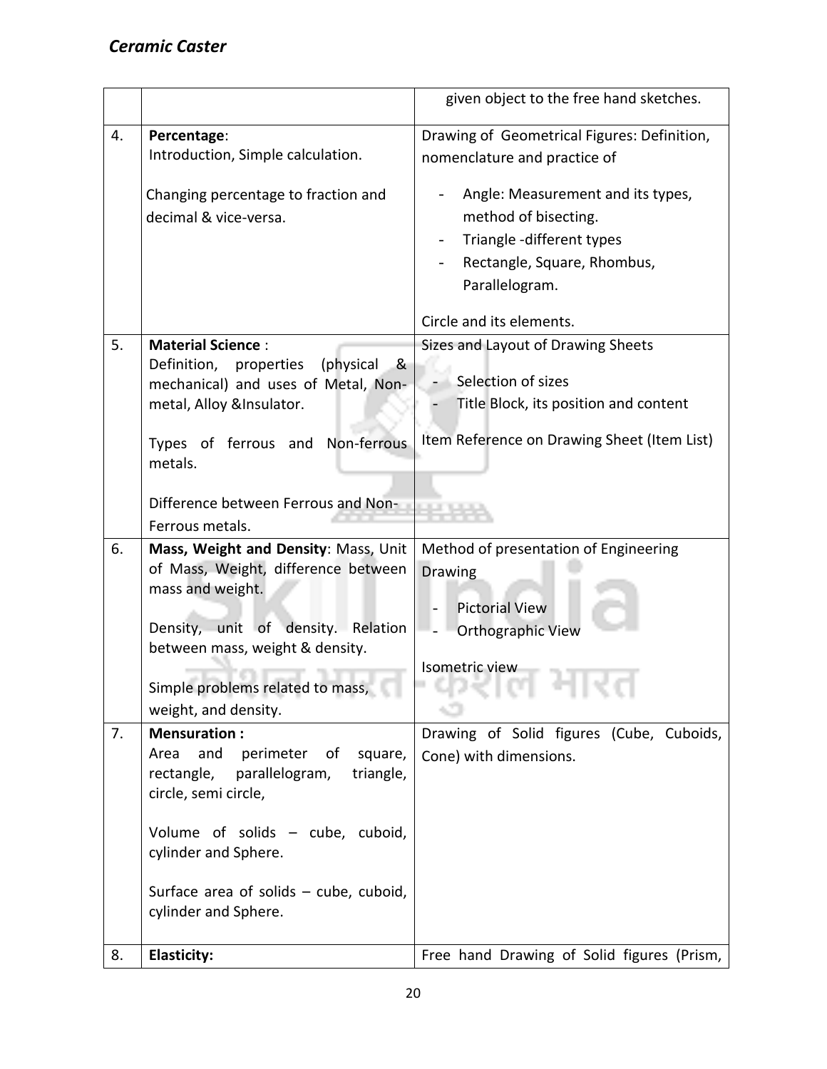| | | |
|---|---|---|
| | | given object to the free hand sketches. |
| 4. | **Percentage**:<br>Introduction, Simple calculation.<br><br>Changing percentage to fraction and decimal & vice-versa. | Drawing of Geometrical Figures: Definition, nomenclature and practice of<br><br>- Angle: Measurement and its types, method of bisecting.<br>- Triangle -different types<br>- Rectangle, Square, Rhombus, Parallelogram.<br><br>Circle and its elements. |
| 5. | **Material Science** :<br>Definition, properties (physical & mechanical) and uses of Metal, Non-metal, Alloy &Insulator.<br><br>Types of ferrous and Non-ferrous metals.<br><br>Difference between Ferrous and Non-Ferrous metals. | Sizes and Layout of Drawing Sheets<br><br>- Selection of sizes<br>- Title Block, its position and content<br><br>Item Reference on Drawing Sheet (Item List) |
| 6. | **Mass, Weight and Density**: Mass, Unit of Mass, Weight, difference between mass and weight.<br><br>Density, unit of density. Relation between mass, weight & density.<br><br>Simple problems related to mass, weight, and density. | Method of presentation of Engineering Drawing<br><br>- Pictorial View<br>- Orthographic View<br><br>Isometric view |
| 7. | **Mensuration :**<br>Area and perimeter of square, rectangle, parallelogram, triangle, circle, semi circle,<br><br>Volume of solids – cube, cuboid, cylinder and Sphere.<br><br>Surface area of solids – cube, cuboid, cylinder and Sphere. | Drawing of Solid figures (Cube, Cuboids, Cone) with dimensions. |
| 8. | **Elasticity:** | Free hand Drawing of Solid figures (Prism, |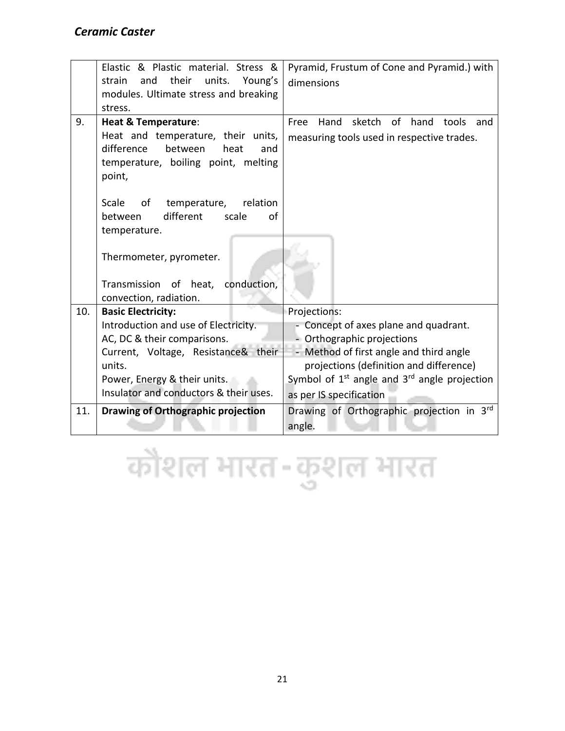| | | |
|---|---|---|
| | Elastic & Plastic material. Stress & strain and their units. Young's modules. Ultimate stress and breaking stress. | Pyramid, Frustum of Cone and Pyramid.) with dimensions |
| 9. | **Heat & Temperature**:<br>Heat and temperature, their units, difference between heat and temperature, boiling point, melting point,<br><br>Scale of temperature, relation between different scale of temperature.<br><br>Thermometer, pyrometer.<br><br>Transmission of heat, conduction, convection, radiation. | Free Hand sketch of hand tools and measuring tools used in respective trades. |
| 10. | **Basic Electricity:**<br>Introduction and use of Electricity.<br>AC, DC & their comparisons.<br>Current, Voltage, Resistance& their units.<br>Power, Energy & their units.<br>Insulator and conductors & their uses. | Projections:<br>- Concept of axes plane and quadrant.<br>- Orthographic projections<br>- Method of first angle and third angle projections (definition and difference)<br>Symbol of 1st angle and 3rd angle projection as per IS specification |
| 11. | **Drawing of Orthographic projection** | Drawing of Orthographic projection in 3rd angle. |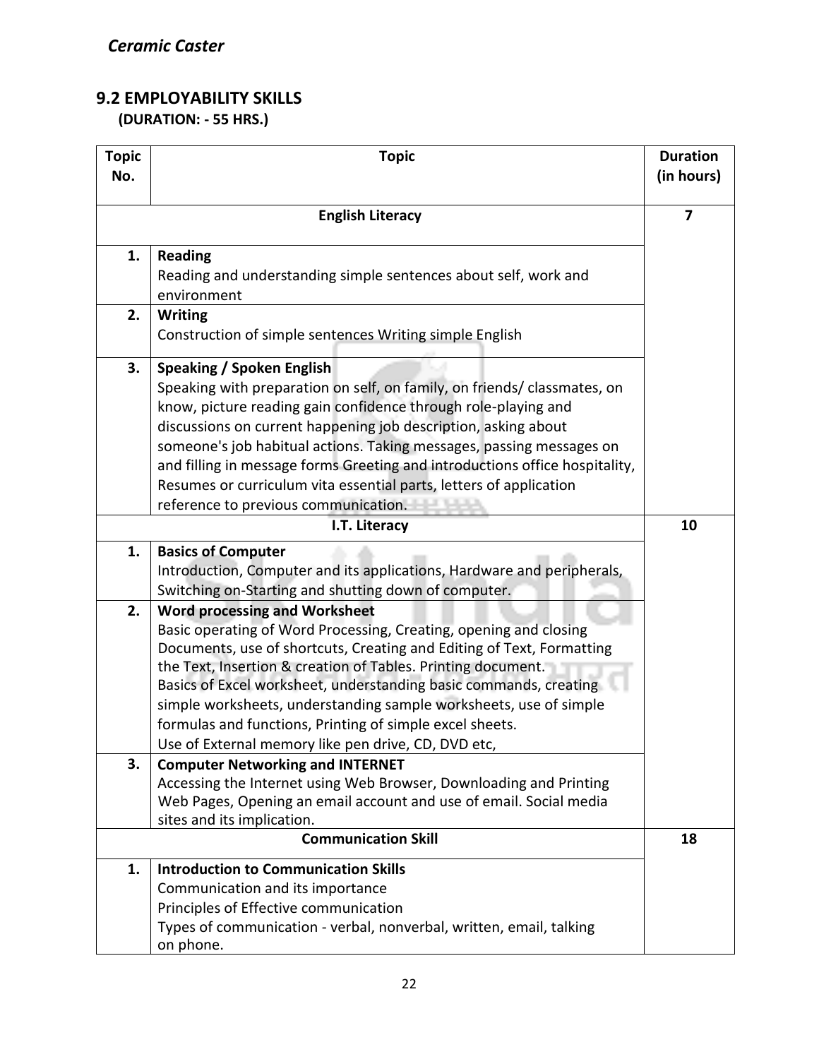## 9.2 EMPLOYABILITY SKILLS

**(DURATION: - 55 HRS.)**

| Topic No. | Topic | Duration (in hours) |
|---|---|---|
| | **English Literacy** | **7** |
| **1.** | **Reading**<br>Reading and understanding simple sentences about self, work and environment | |
| **2.** | **Writing**<br>Construction of simple sentences Writing simple English | |
| **3.** | **Speaking / Spoken English**<br>Speaking with preparation on self, on family, on friends/ classmates, on know, picture reading gain confidence through role-playing and discussions on current happening job description, asking about someone's job habitual actions. Taking messages, passing messages on and filling in message forms Greeting and introductions office hospitality, Resumes or curriculum vita essential parts, letters of application reference to previous communication. | |
| | **I.T. Literacy** | **10** |
| **1.** | **Basics of Computer**<br>Introduction, Computer and its applications, Hardware and peripherals, Switching on-Starting and shutting down of computer. | |
| **2.** | **Word processing and Worksheet**<br>Basic operating of Word Processing, Creating, opening and closing Documents, use of shortcuts, Creating and Editing of Text, Formatting the Text, Insertion & creation of Tables. Printing document.<br>Basics of Excel worksheet, understanding basic commands, creating simple worksheets, understanding sample worksheets, use of simple formulas and functions, Printing of simple excel sheets.<br>Use of External memory like pen drive, CD, DVD etc, | |
| **3.** | **Computer Networking and INTERNET**<br>Accessing the Internet using Web Browser, Downloading and Printing Web Pages, Opening an email account and use of email. Social media sites and its implication. | |
| | **Communication Skill** | **18** |
| **1.** | **Introduction to Communication Skills**<br>Communication and its importance<br>Principles of Effective communication<br>Types of communication - verbal, nonverbal, written, email, talking on phone. | |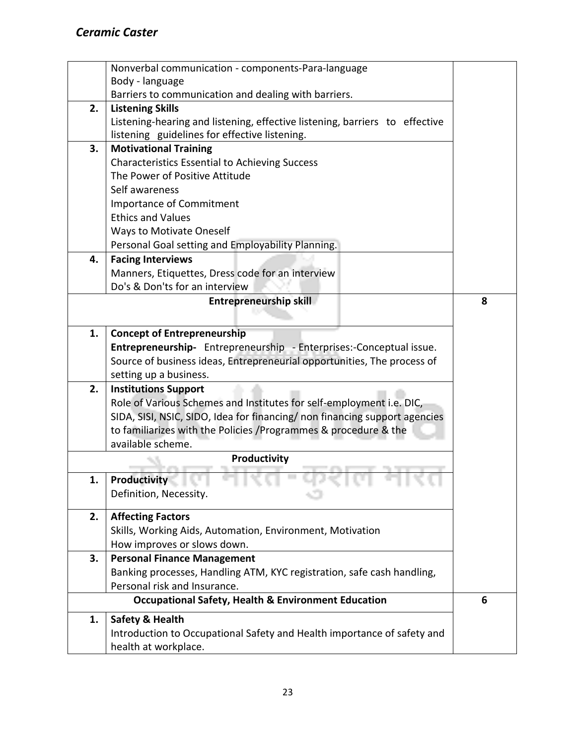| | | |
|---|---|---|
| | Nonverbal communication - components-Para-language<br>Body - language<br>Barriers to communication and dealing with barriers. | |
| **2.** | **Listening Skills**<br>Listening-hearing and listening, effective listening, barriers to effective listening guidelines for effective listening. | |
| **3.** | **Motivational Training**<br>Characteristics Essential to Achieving Success<br>The Power of Positive Attitude<br>Self awareness<br>Importance of Commitment<br>Ethics and Values<br>Ways to Motivate Oneself<br>Personal Goal setting and Employability Planning. | |
| **4.** | **Facing Interviews**<br>Manners, Etiquettes, Dress code for an interview<br>Do's & Don'ts for an interview | |
| | **Entrepreneurship skill** | **8** |
| **1.** | **Concept of Entrepreneurship**<br>**Entrepreneurship-** Entrepreneurship - Enterprises:-Conceptual issue. Source of business ideas, Entrepreneurial opportunities, The process of setting up a business. | |
| **2.** | **Institutions Support**<br>Role of Various Schemes and Institutes for self-employment i.e. DIC, SIDA, SISI, NSIC, SIDO, Idea for financing/ non financing support agencies to familiarizes with the Policies /Programmes & procedure & the available scheme. | |
| | **Productivity** | |
| **1.** | **Productivity**<br>Definition, Necessity. | |
| **2.** | **Affecting Factors**<br>Skills, Working Aids, Automation, Environment, Motivation<br>How improves or slows down. | |
| **3.** | **Personal Finance Management**<br>Banking processes, Handling ATM, KYC registration, safe cash handling, Personal risk and Insurance. | |
| | **Occupational Safety, Health & Environment Education** | **6** |
| **1.** | **Safety & Health**<br>Introduction to Occupational Safety and Health importance of safety and health at workplace. | |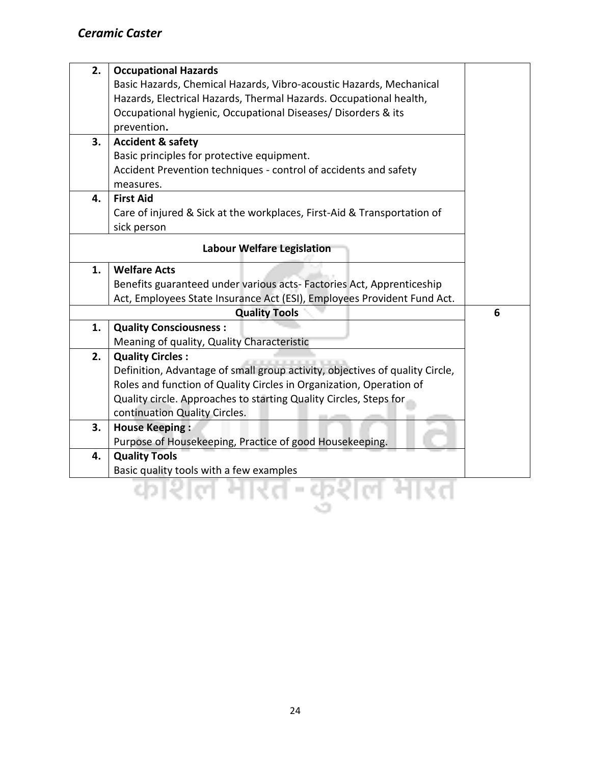| | | |
|---|---|---|
| 2. | **Occupational Hazards**<br>Basic Hazards, Chemical Hazards, Vibro-acoustic Hazards, Mechanical Hazards, Electrical Hazards, Thermal Hazards. Occupational health, Occupational hygienic, Occupational Diseases/ Disorders & its prevention**.** | |
| 3. | **Accident & safety**<br>Basic principles for protective equipment.<br>Accident Prevention techniques - control of accidents and safety measures. | |
| 4. | **First Aid**<br>Care of injured & Sick at the workplaces, First-Aid & Transportation of sick person | |
| | **Labour Welfare Legislation** | |
| 1. | **Welfare Acts**<br>Benefits guaranteed under various acts- Factories Act, Apprenticeship Act, Employees State Insurance Act (ESI), Employees Provident Fund Act. | |
| | **Quality Tools** | **6** |
| 1. | **Quality Consciousness :**<br>Meaning of quality, Quality Characteristic | |
| 2. | **Quality Circles :**<br>Definition, Advantage of small group activity, objectives of quality Circle, Roles and function of Quality Circles in Organization, Operation of Quality circle. Approaches to starting Quality Circles, Steps for continuation Quality Circles. | |
| 3. | **House Keeping :**<br>Purpose of Housekeeping, Practice of good Housekeeping. | |
| 4. | **Quality Tools**<br>Basic quality tools with a few examples | |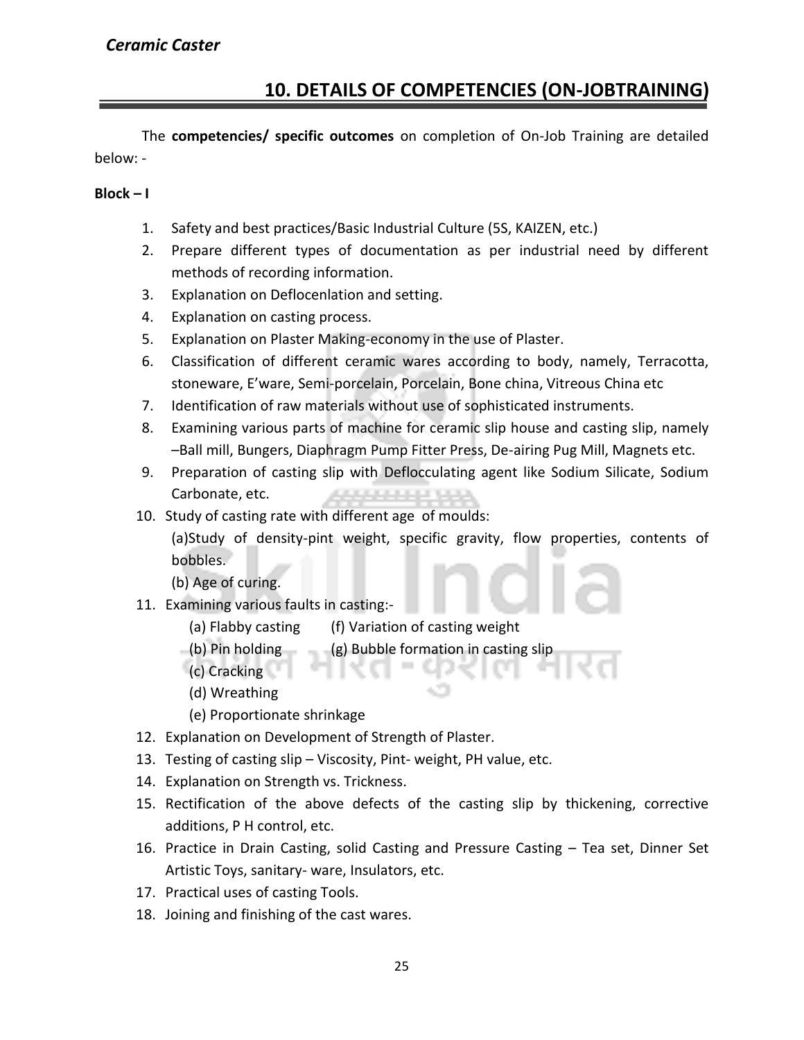## 10. DETAILS OF COMPETENCIES (ON-JOBTRAINING)

The **competencies/ specific outcomes** on completion of On-Job Training are detailed below: -

**Block – I**

1. Safety and best practices/Basic Industrial Culture (5S, KAIZEN, etc.)
2. Prepare different types of documentation as per industrial need by different methods of recording information.
3. Explanation on Deflocenlation and setting.
4. Explanation on casting process.
5. Explanation on Plaster Making-economy in the use of Plaster.
6. Classification of different ceramic wares according to body, namely, Terracotta, stoneware, E'ware, Semi-porcelain, Porcelain, Bone china, Vitreous China etc
7. Identification of raw materials without use of sophisticated instruments.
8. Examining various parts of machine for ceramic slip house and casting slip, namely –Ball mill, Bungers, Diaphragm Pump Fitter Press, De-airing Pug Mill, Magnets etc.
9. Preparation of casting slip with Deflocculating agent like Sodium Silicate, Sodium Carbonate, etc.
10. Study of casting rate with different age of moulds:
    (a)Study of density-pint weight, specific gravity, flow properties, contents of bobbles.
    (b) Age of curing.
11. Examining various faults in casting:-
    (a) Flabby casting
    (b) Pin holding
    (c) Cracking
    (d) Wreathing
    (e) Proportionate shrinkage
    (f) Variation of casting weight
    (g) Bubble formation in casting slip
12. Explanation on Development of Strength of Plaster.
13. Testing of casting slip – Viscosity, Pint- weight, PH value, etc.
14. Explanation on Strength vs. Trickness.
15. Rectification of the above defects of the casting slip by thickening, corrective additions, P H control, etc.
16. Practice in Drain Casting, solid Casting and Pressure Casting – Tea set, Dinner Set Artistic Toys, sanitary- ware, Insulators, etc.
17. Practical uses of casting Tools.
18. Joining and finishing of the cast wares.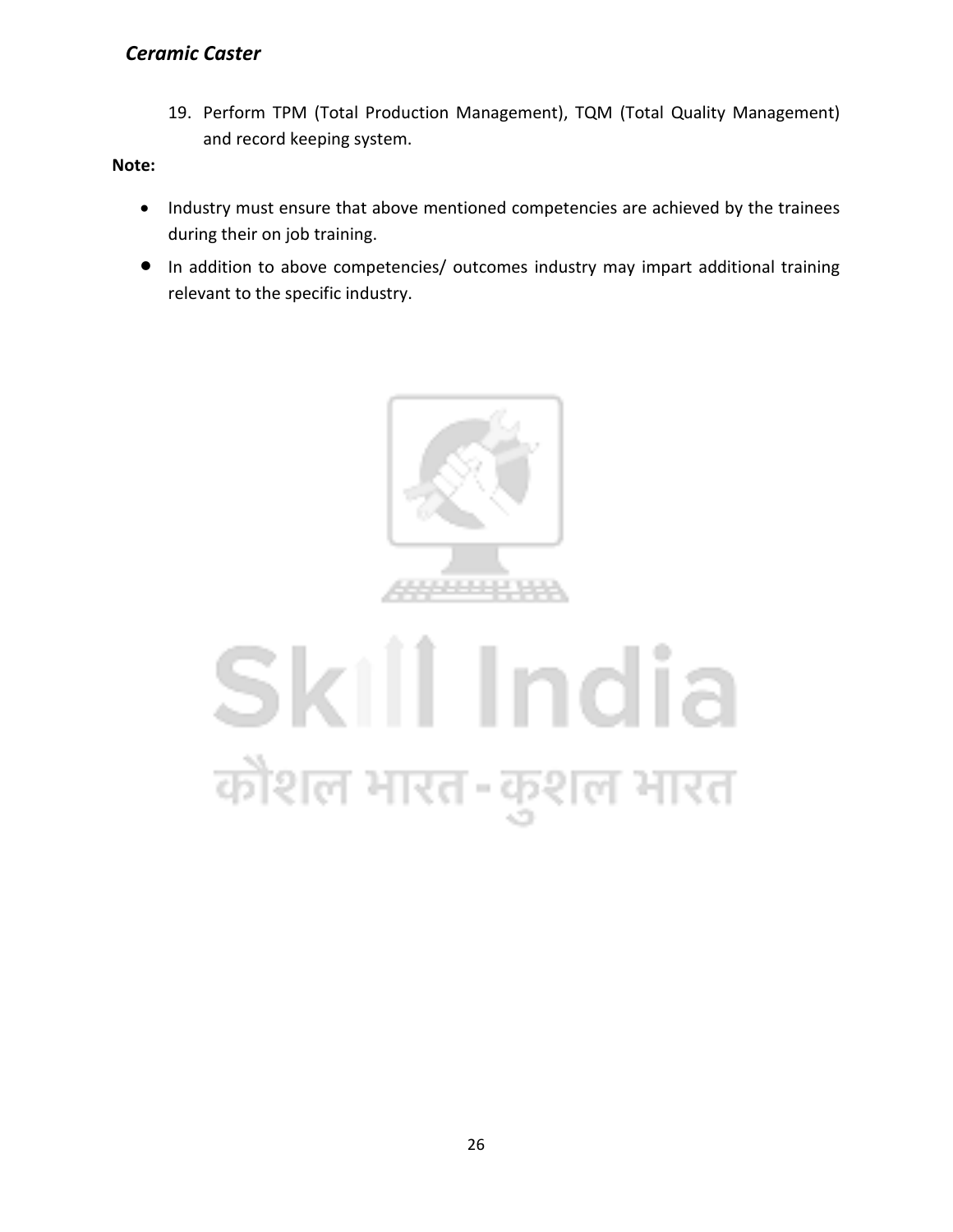19. Perform TPM (Total Production Management), TQM (Total Quality Management) and record keeping system.

**Note:**

- Industry must ensure that above mentioned competencies are achieved by the trainees during their on job training.
- In addition to above competencies/ outcomes industry may impart additional training relevant to the specific industry.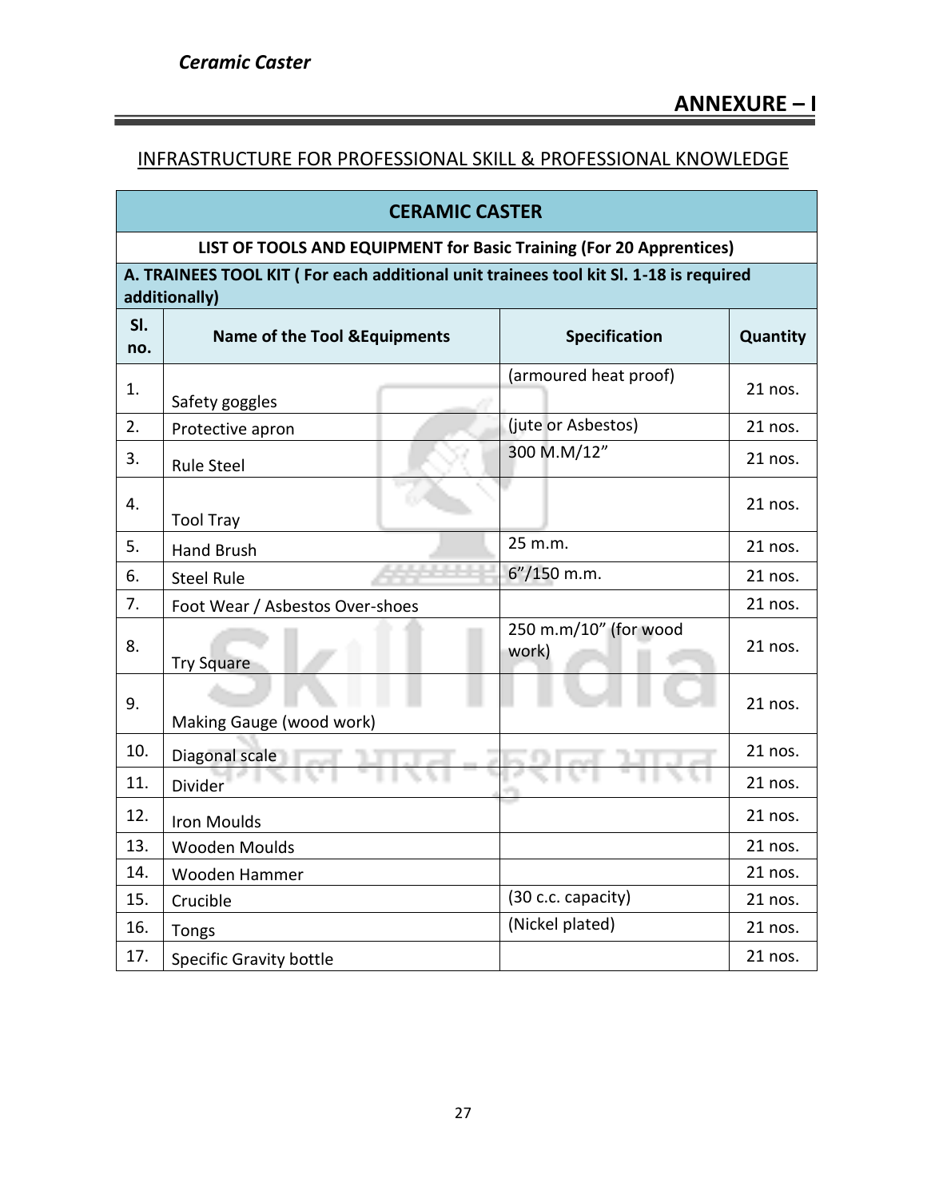## ANNEXURE – I

### INFRASTRUCTURE FOR PROFESSIONAL SKILL & PROFESSIONAL KNOWLEDGE

| CERAMIC CASTER | | | |
|---|---|---|---|
| **LIST OF TOOLS AND EQUIPMENT for Basic Training (For 20 Apprentices)** | | | |
| **A. TRAINEES TOOL KIT ( For each additional unit trainees tool kit Sl. 1-18 is required additionally)** | | | |
| **Sl. no.** | **Name of the Tool &Equipments** | **Specification** | **Quantity** |
| 1. | Safety goggles | (armoured heat proof) | 21 nos. |
| 2. | Protective apron | (jute or Asbestos) | 21 nos. |
| 3. | Rule Steel | 300 M.M/12" | 21 nos. |
| 4. | Tool Tray | | 21 nos. |
| 5. | Hand Brush | 25 m.m. | 21 nos. |
| 6. | Steel Rule | 6"/150 m.m. | 21 nos. |
| 7. | Foot Wear / Asbestos Over-shoes | | 21 nos. |
| 8. | Try Square | 250 m.m/10" (for wood work) | 21 nos. |
| 9. | Making Gauge (wood work) | | 21 nos. |
| 10. | Diagonal scale | | 21 nos. |
| 11. | Divider | | 21 nos. |
| 12. | Iron Moulds | | 21 nos. |
| 13. | Wooden Moulds | | 21 nos. |
| 14. | Wooden Hammer | | 21 nos. |
| 15. | Crucible | (30 c.c. capacity) | 21 nos. |
| 16. | Tongs | (Nickel plated) | 21 nos. |
| 17. | Specific Gravity bottle | | 21 nos. |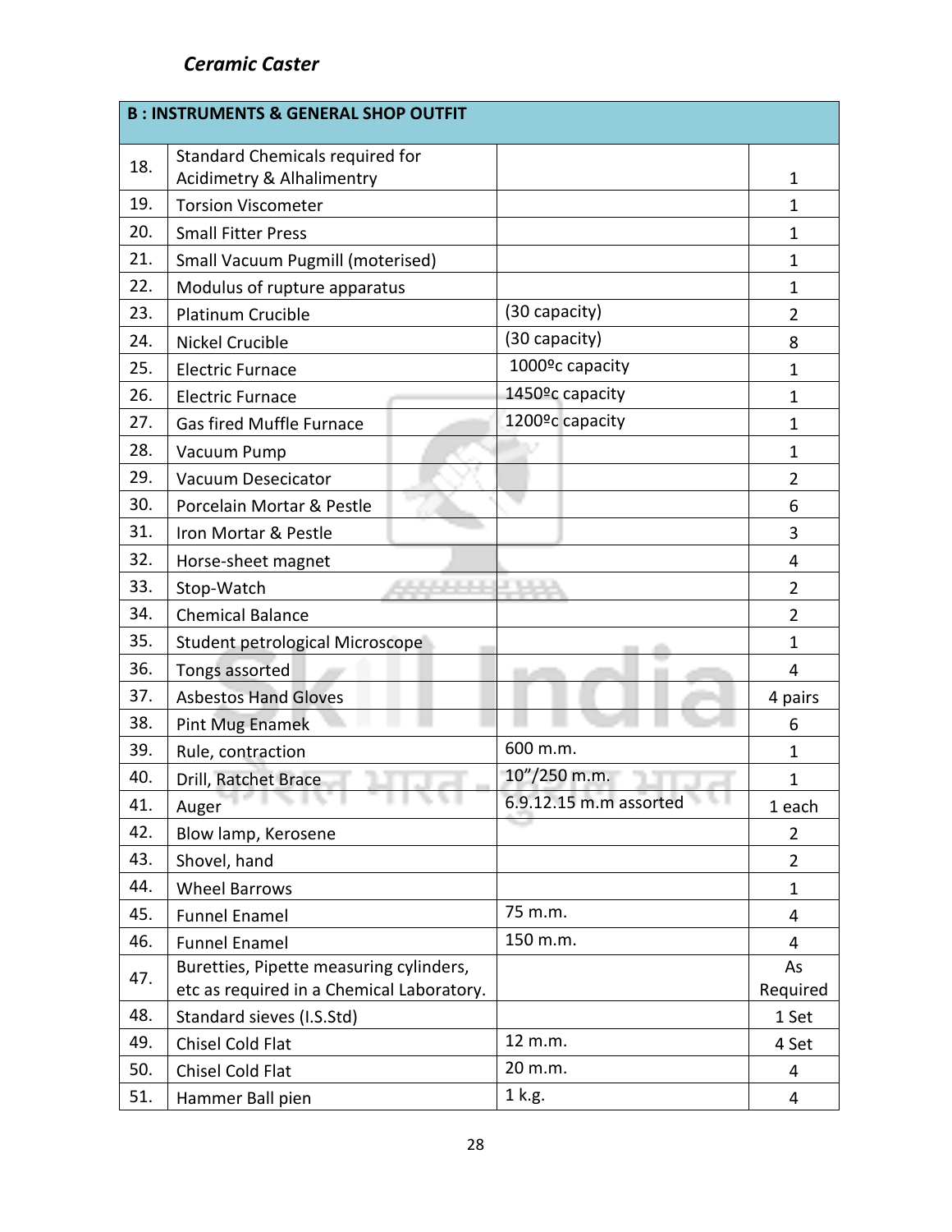*Ceramic Caster*

| B : INSTRUMENTS & GENERAL SHOP OUTFIT | | | |
|---|---|---|---|
| 18. | Standard Chemicals required for Acidimetry & Alhalimentry | | 1 |
| 19. | Torsion Viscometer | | 1 |
| 20. | Small Fitter Press | | 1 |
| 21. | Small Vacuum Pugmill (moterised) | | 1 |
| 22. | Modulus of rupture apparatus | | 1 |
| 23. | Platinum Crucible | (30 capacity) | 2 |
| 24. | Nickel Crucible | (30 capacity) | 8 |
| 25. | Electric Furnace | 1000ºc capacity | 1 |
| 26. | Electric Furnace | 1450ºc capacity | 1 |
| 27. | Gas fired Muffle Furnace | 1200ºc capacity | 1 |
| 28. | Vacuum Pump | | 1 |
| 29. | Vacuum Desecicator | | 2 |
| 30. | Porcelain Mortar & Pestle | | 6 |
| 31. | Iron Mortar & Pestle | | 3 |
| 32. | Horse-sheet magnet | | 4 |
| 33. | Stop-Watch | | 2 |
| 34. | Chemical Balance | | 2 |
| 35. | Student petrological Microscope | | 1 |
| 36. | Tongs assorted | | 4 |
| 37. | Asbestos Hand Gloves | | 4 pairs |
| 38. | Pint Mug Enamek | | 6 |
| 39. | Rule, contraction | 600 m.m. | 1 |
| 40. | Drill, Ratchet Brace | 10"/250 m.m. | 1 |
| 41. | Auger | 6.9.12.15 m.m assorted | 1 each |
| 42. | Blow lamp, Kerosene | | 2 |
| 43. | Shovel, hand | | 2 |
| 44. | Wheel Barrows | | 1 |
| 45. | Funnel Enamel | 75 m.m. | 4 |
| 46. | Funnel Enamel | 150 m.m. | 4 |
| 47. | Buretties, Pipette measuring cylinders, etc as required in a Chemical Laboratory. | | As Required |
| 48. | Standard sieves (I.S.Std) | | 1 Set |
| 49. | Chisel Cold Flat | 12 m.m. | 4 Set |
| 50. | Chisel Cold Flat | 20 m.m. | 4 |
| 51. | Hammer Ball pien | 1 k.g. | 4 |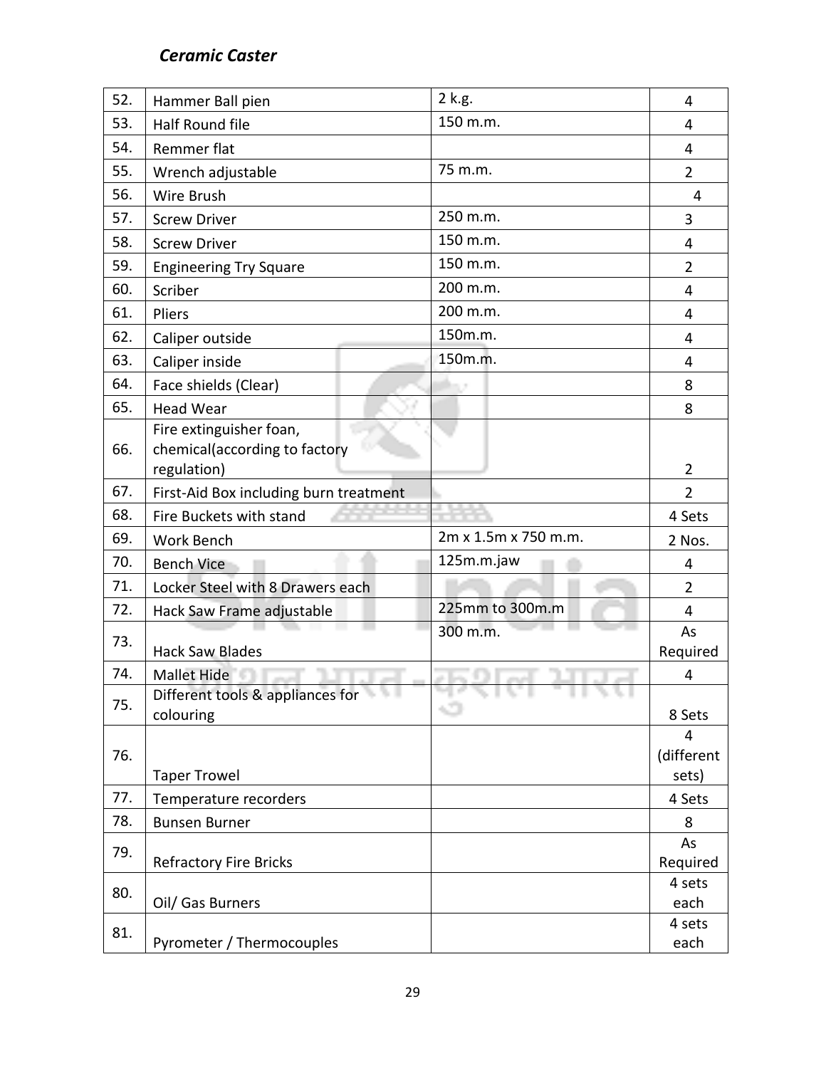*Ceramic Caster*

| | | | |
|---|---|---|---|
| 52. | Hammer Ball pien | 2 k.g. | 4 |
| 53. | Half Round file | 150 m.m. | 4 |
| 54. | Remmer flat | | 4 |
| 55. | Wrench adjustable | 75 m.m. | 2 |
| 56. | Wire Brush | | 4 |
| 57. | Screw Driver | 250 m.m. | 3 |
| 58. | Screw Driver | 150 m.m. | 4 |
| 59. | Engineering Try Square | 150 m.m. | 2 |
| 60. | Scriber | 200 m.m. | 4 |
| 61. | Pliers | 200 m.m. | 4 |
| 62. | Caliper outside | 150m.m. | 4 |
| 63. | Caliper inside | 150m.m. | 4 |
| 64. | Face shields (Clear) | | 8 |
| 65. | Head Wear | | 8 |
| 66. | Fire extinguisher foan, chemical(according to factory regulation) | | 2 |
| 67. | First-Aid Box including burn treatment | | 2 |
| 68. | Fire Buckets with stand | | 4 Sets |
| 69. | Work Bench | 2m x 1.5m x 750 m.m. | 2 Nos. |
| 70. | Bench Vice | 125m.m.jaw | 4 |
| 71. | Locker Steel with 8 Drawers each | | 2 |
| 72. | Hack Saw Frame adjustable | 225mm to 300m.m | 4 |
| 73. | Hack Saw Blades | 300 m.m. | As Required |
| 74. | Mallet Hide | | 4 |
| 75. | Different tools & appliances for colouring | | 8 Sets |
| 76. | Taper Trowel | | 4 (different sets) |
| 77. | Temperature recorders | | 4 Sets |
| 78. | Bunsen Burner | | 8 |
| 79. | Refractory Fire Bricks | | As Required |
| 80. | Oil/ Gas Burners | | 4 sets each |
| 81. | Pyrometer / Thermocouples | | 4 sets each |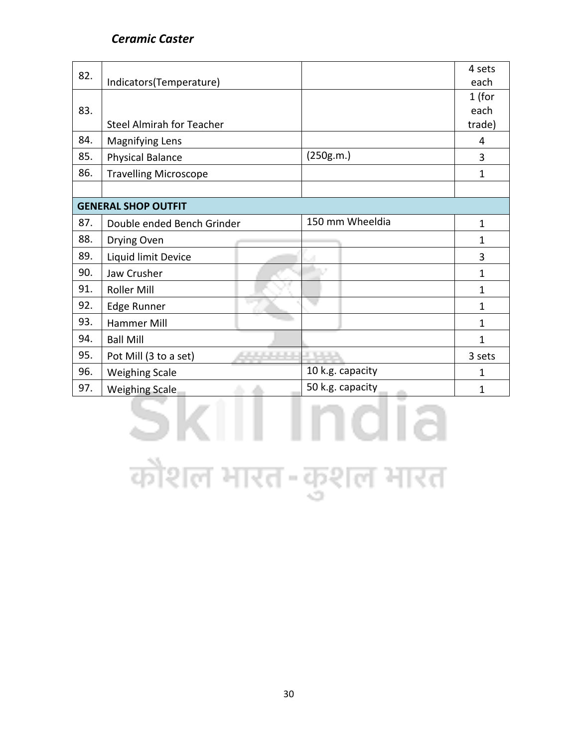| | | | |
|---|---|---|---|
| 82. | Indicators(Temperature) | | 4 sets each |
| 83. | Steel Almirah for Teacher | | 1 (for each trade) |
| 84. | Magnifying Lens | | 4 |
| 85. | Physical Balance | (250g.m.) | 3 |
| 86. | Travelling Microscope | | 1 |
| | | | |
| **GENERAL SHOP OUTFIT** | | | |
| 87. | Double ended Bench Grinder | 150 mm Wheeldia | 1 |
| 88. | Drying Oven | | 1 |
| 89. | Liquid limit Device | | 3 |
| 90. | Jaw Crusher | | 1 |
| 91. | Roller Mill | | 1 |
| 92. | Edge Runner | | 1 |
| 93. | Hammer Mill | | 1 |
| 94. | Ball Mill | | 1 |
| 95. | Pot Mill (3 to a set) | | 3 sets |
| 96. | Weighing Scale | 10 k.g. capacity | 1 |
| 97. | Weighing Scale | 50 k.g. capacity | 1 |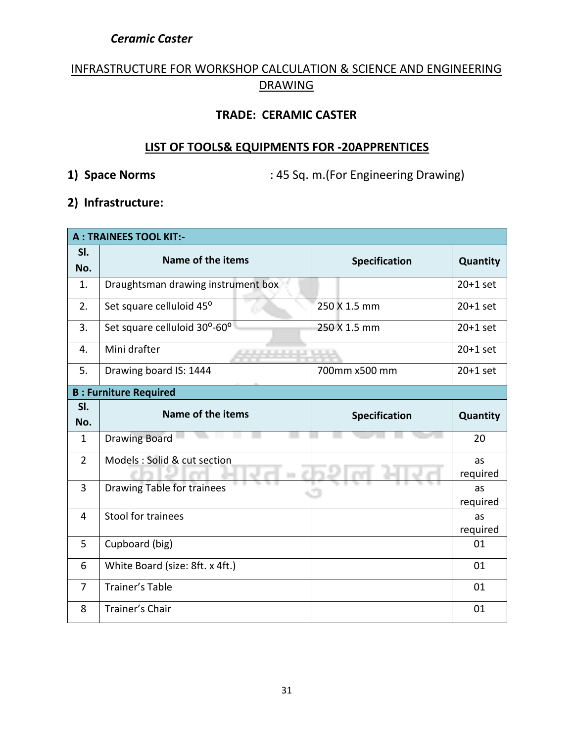*Ceramic Caster*

## INFRASTRUCTURE FOR WORKSHOP CALCULATION & SCIENCE AND ENGINEERING DRAWING

### TRADE: CERAMIC CASTER

### LIST OF TOOLS& EQUIPMENTS FOR -20APPRENTICES

**1) Space Norms** : 45 Sq. m.(For Engineering Drawing)

**2) Infrastructure:**

| Sl. No. | Name of the items | Specification | Quantity |
|---|---|---|---|
| **A : TRAINEES TOOL KIT:-** | | | |
| 1. | Draughtsman drawing instrument box | | 20+1 set |
| 2. | Set square celluloid 45$^{o}$ | 250 X 1.5 mm | 20+1 set |
| 3. | Set square celluloid 30$^{o}$-60$^{o}$ | 250 X 1.5 mm | 20+1 set |
| 4. | Mini drafter | | 20+1 set |
| 5. | Drawing board IS: 1444 | 700mm x500 mm | 20+1 set |
| **B : Furniture Required** | | | |
| **Sl. No.** | **Name of the items** | **Specification** | **Quantity** |
| 1 | Drawing Board | | 20 |
| 2 | Models : Solid & cut section | | as required |
| 3 | Drawing Table for trainees | | as required |
| 4 | Stool for trainees | | as required |
| 5 | Cupboard (big) | | 01 |
| 6 | White Board (size: 8ft. x 4ft.) | | 01 |
| 7 | Trainer's Table | | 01 |
| 8 | Trainer's Chair | | 01 |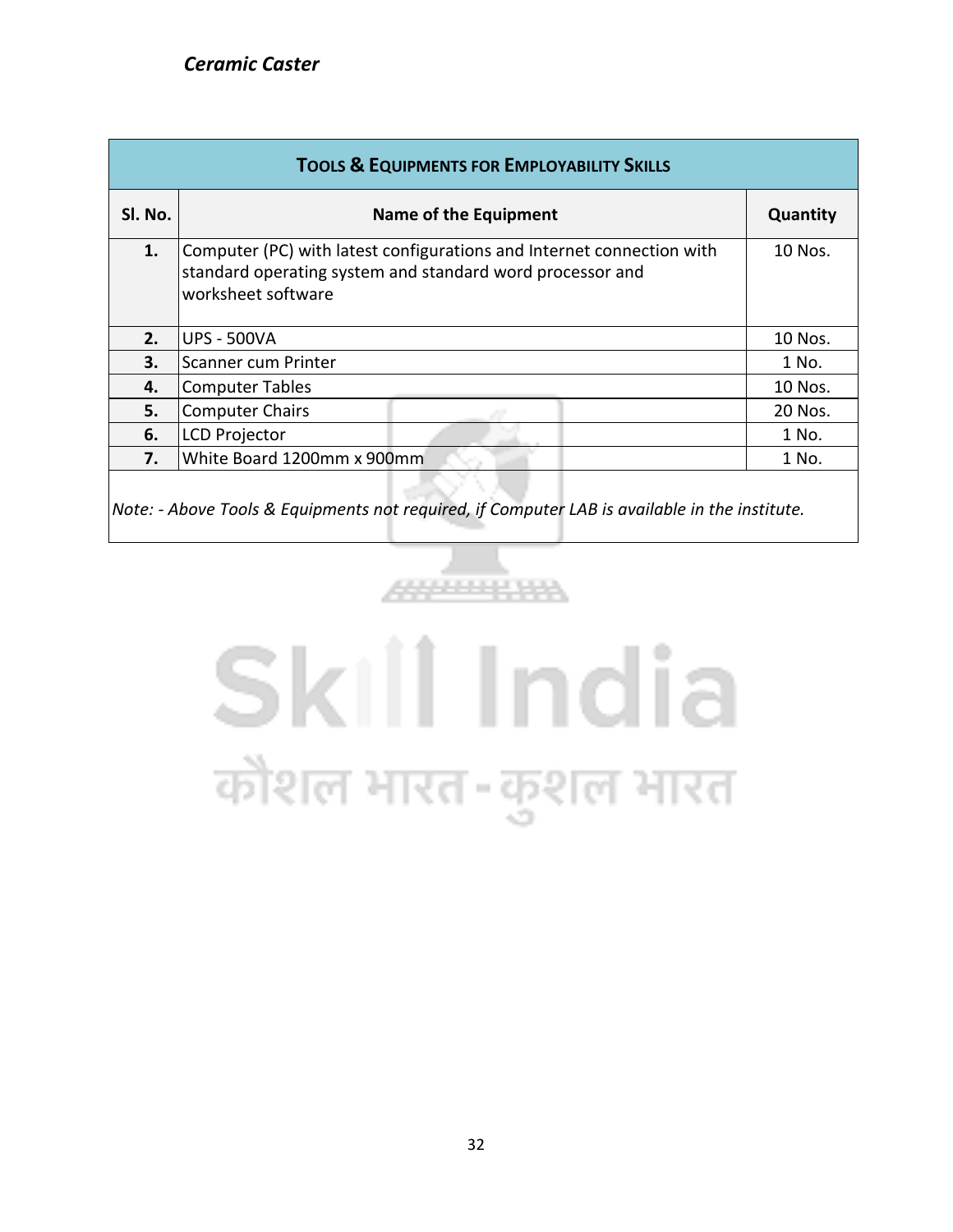| Tools & Equipments for Employability Skills | | |
|---|---|---|
| **Sl. No.** | **Name of the Equipment** | **Quantity** |
| **1.** | Computer (PC) with latest configurations and Internet connection with standard operating system and standard word processor and worksheet software | 10 Nos. |
| **2.** | UPS - 500VA | 10 Nos. |
| **3.** | Scanner cum Printer | 1 No. |
| **4.** | Computer Tables | 10 Nos. |
| **5.** | Computer Chairs | 20 Nos. |
| **6.** | LCD Projector | 1 No. |
| **7.** | White Board 1200mm x 900mm | 1 No. |

*Note: - Above Tools & Equipments not required, if Computer LAB is available in the institute.*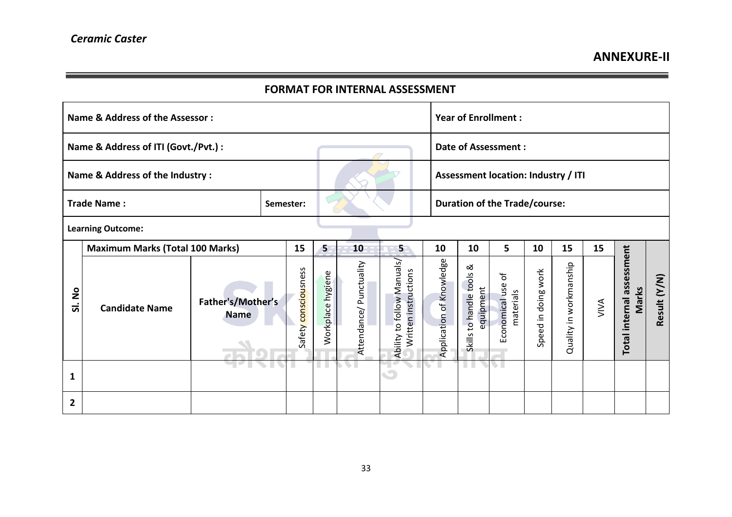*Ceramic Caster*

**ANNEXURE-II**

## FORMAT FOR INTERNAL ASSESSMENT

| | | | |
|---|---|---|---|
| **Name & Address of the Assessor :** | | **Year of Enrollment :** | |
| **Name & Address of ITI (Govt./Pvt.) :** | | **Date of Assessment :** | |
| **Name & Address of the Industry :** | | **Assessment location: Industry / ITI** | |
| **Trade Name :** | **Semester:** | **Duration of the Trade/course:** | |
| **Learning Outcome:** | | | |

| Sl. No | Maximum Marks (Total 100 Marks) | | 15 | 5 | 10 | 5 | 10 | 10 | 5 | 10 | 15 | 15 | Total internal assessment Marks | Result (Y/N) |
|---|---|---|---|---|---|---|---|---|---|---|---|---|---|---|
| | Candidate Name | Father's/Mother's Name | Safety consciousness | Workplace hygiene | Attendance/ Punctuality | Ability to follow Manuals/ Written instructions | Application of Knowledge | Skills to handle tools & equipment | Economical use of materials | Speed in doing work | Quality in workmanship | VIVA | | |
| 1 | | | | | | | | | | | | | | |
| 2 | | | | | | | | | | | | | | |